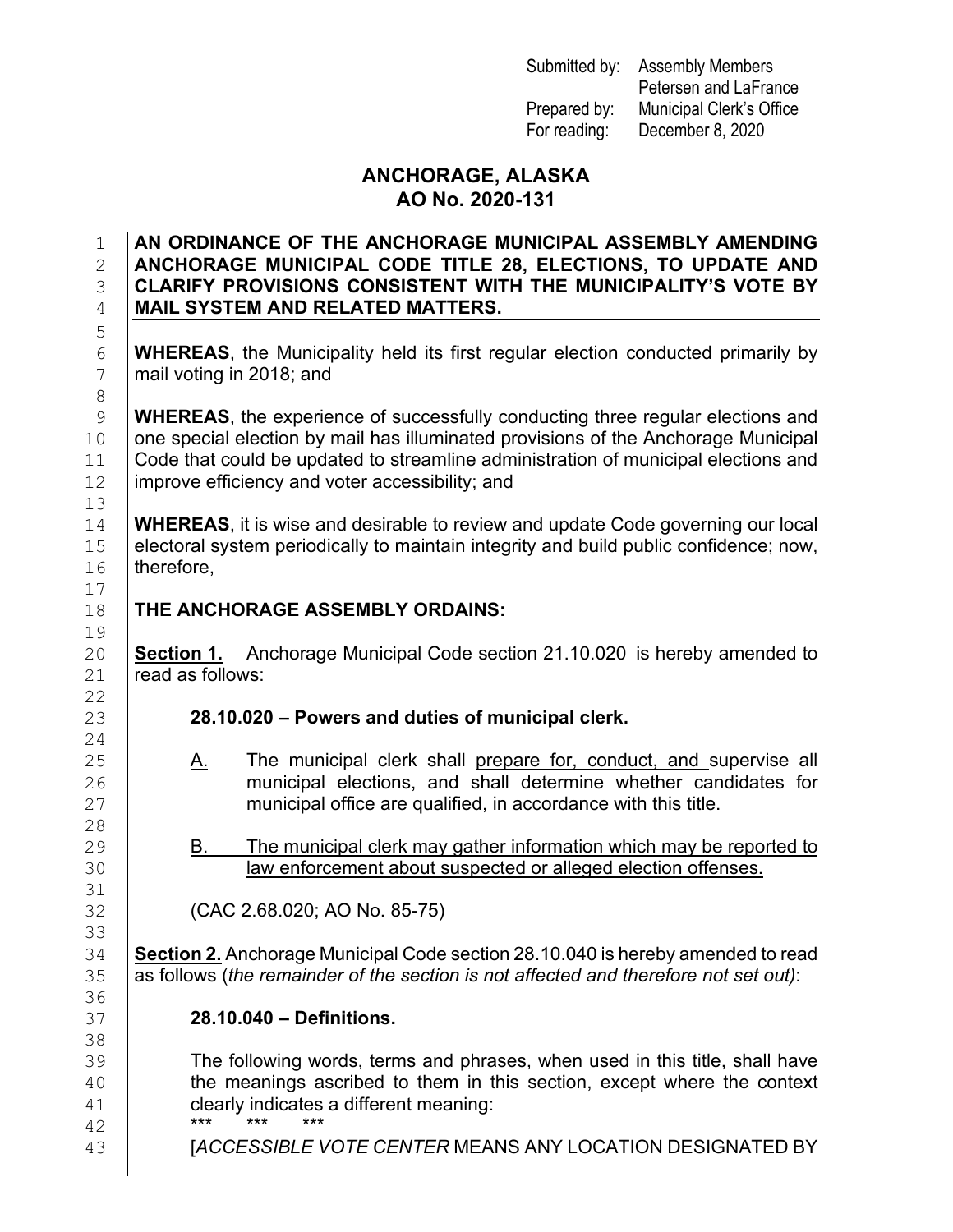Submitted by: Assembly Members Petersen and LaFrance
Prepared by: Municipal Clerk's Office
For reading: December 8, 2020

# ANCHORAGE, ALASKA
# AO No. 2020-131

**AN ORDINANCE OF THE ANCHORAGE MUNICIPAL ASSEMBLY AMENDING ANCHORAGE MUNICIPAL CODE TITLE 28, ELECTIONS, TO UPDATE AND CLARIFY PROVISIONS CONSISTENT WITH THE MUNICIPALITY'S VOTE BY MAIL SYSTEM AND RELATED MATTERS.**

**WHEREAS**, the Municipality held its first regular election conducted primarily by mail voting in 2018; and

**WHEREAS**, the experience of successfully conducting three regular elections and one special election by mail has illuminated provisions of the Anchorage Municipal Code that could be updated to streamline administration of municipal elections and improve efficiency and voter accessibility; and

**WHEREAS**, it is wise and desirable to review and update Code governing our local electoral system periodically to maintain integrity and build public confidence; now, therefore,

**THE ANCHORAGE ASSEMBLY ORDAINS:**

**<u>Section 1.</u>** Anchorage Municipal Code section 21.10.020 is hereby amended to read as follows:

**28.10.020 – Powers and duties of municipal clerk.**

<u>A.</u> The municipal clerk shall <u>prepare for, conduct, and</u> supervise all municipal elections, and shall determine whether candidates for municipal office are qualified, in accordance with this title.

<u>B. The municipal clerk may gather information which may be reported to law enforcement about suspected or alleged election offenses.</u>

(CAC 2.68.020; AO No. 85-75)

**<u>Section 2.</u>** Anchorage Municipal Code section 28.10.040 is hereby amended to read as follows (*the remainder of the section is not affected and therefore not set out)*:

**28.10.040 – Definitions.**

The following words, terms and phrases, when used in this title, shall have the meanings ascribed to them in this section, except where the context clearly indicates a different meaning:

\*\*\* \*\*\* \*\*\*

[*ACCESSIBLE VOTE CENTER* MEANS ANY LOCATION DESIGNATED BY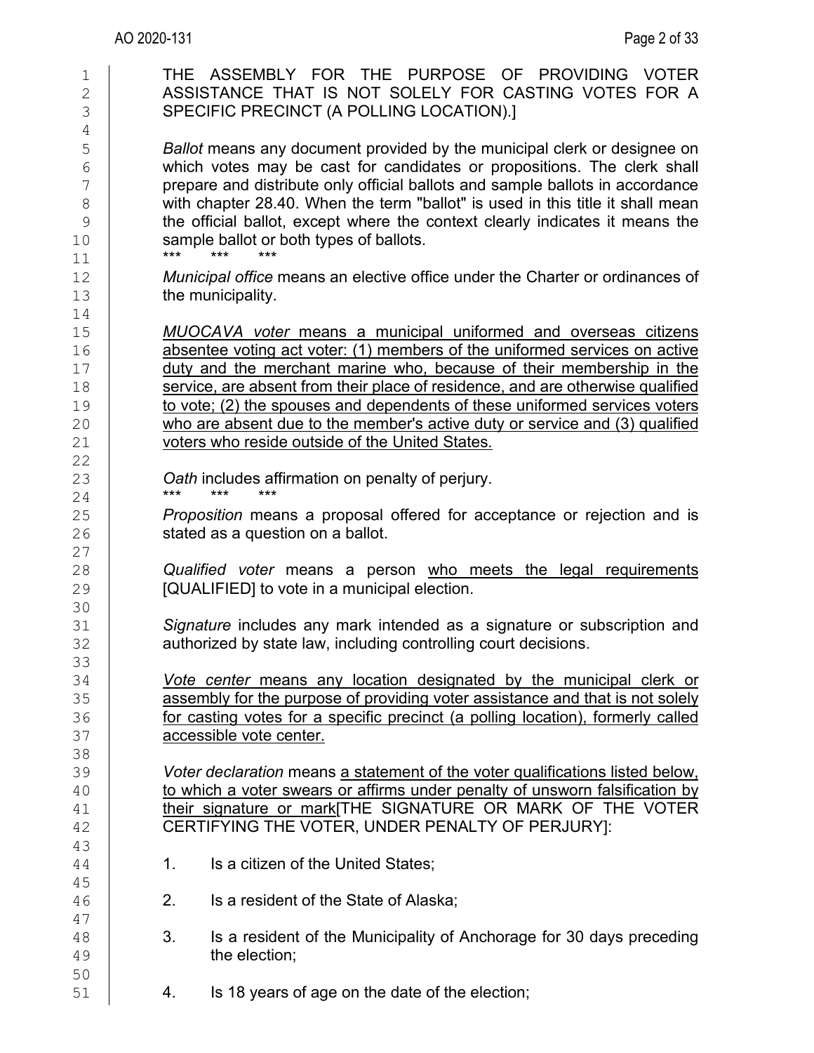THE ASSEMBLY FOR THE PURPOSE OF PROVIDING VOTER ASSISTANCE THAT IS NOT SOLELY FOR CASTING VOTES FOR A SPECIFIC PRECINCT (A POLLING LOCATION).]

*Ballot* means any document provided by the municipal clerk or designee on which votes may be cast for candidates or propositions. The clerk shall prepare and distribute only official ballots and sample ballots in accordance with chapter 28.40. When the term "ballot" is used in this title it shall mean the official ballot, except where the context clearly indicates it means the sample ballot or both types of ballots.

\*\*\*  \*\*\*  \*\*\*

*Municipal office* means an elective office under the Charter or ordinances of the municipality.

<u>*MUOCAVA voter* means a municipal uniformed and overseas citizens absentee voting act voter: (1) members of the uniformed services on active duty and the merchant marine who, because of their membership in the service, are absent from their place of residence, and are otherwise qualified to vote; (2) the spouses and dependents of these uniformed services voters who are absent due to the member's active duty or service and (3) qualified voters who reside outside of the United States.</u>

*Oath* includes affirmation on penalty of perjury.

\*\*\*  \*\*\*  \*\*\*

*Proposition* means a proposal offered for acceptance or rejection and is stated as a question on a ballot.

*Qualified voter* means a person <u>who meets the legal requirements</u> [QUALIFIED] to vote in a municipal election.

*Signature* includes any mark intended as a signature or subscription and authorized by state law, including controlling court decisions.

<u>*Vote center* means any location designated by the municipal clerk or assembly for the purpose of providing voter assistance and that is not solely for casting votes for a specific precinct (a polling location), formerly called accessible vote center.</u>

*Voter declaration* means <u>a statement of the voter qualifications listed below, to which a voter swears or affirms under penalty of unsworn falsification by their signature or mark</u>[THE SIGNATURE OR MARK OF THE VOTER CERTIFYING THE VOTER, UNDER PENALTY OF PERJURY]:

1. Is a citizen of the United States;

2. Is a resident of the State of Alaska;

3. Is a resident of the Municipality of Anchorage for 30 days preceding the election;

4. Is 18 years of age on the date of the election;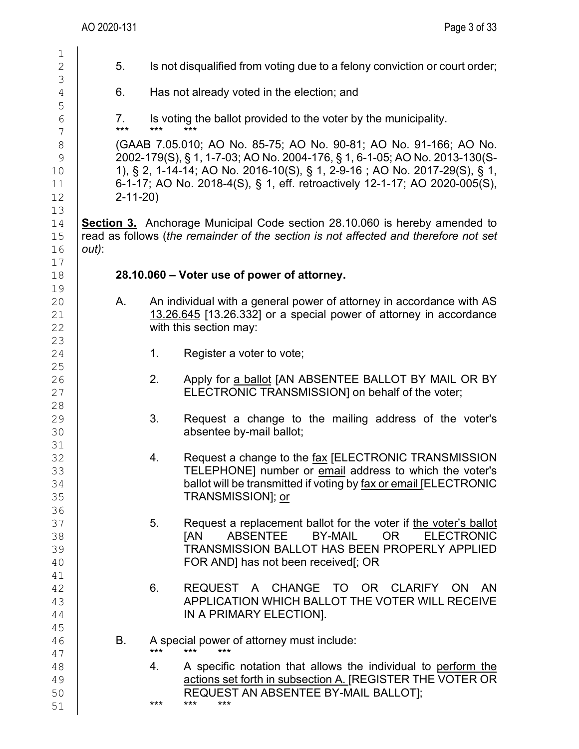5. Is not disqualified from voting due to a felony conviction or court order;

6. Has not already voted in the election; and

7. Is voting the ballot provided to the voter by the municipality.

*** *** ***

(GAAB 7.05.010; AO No. 85-75; AO No. 90-81; AO No. 91-166; AO No. 2002-179(S), § 1, 1-7-03; AO No. 2004-176, § 1, 6-1-05; AO No. 2013-130(S-1), § 2, 1-14-14; AO No. 2016-10(S), § 1, 2-9-16 ; AO No. 2017-29(S), § 1, 6-1-17; AO No. 2018-4(S), § 1, eff. retroactively 12-1-17; AO 2020-005(S), 2-11-20)

**Section 3.** Anchorage Municipal Code section 28.10.060 is hereby amended to read as follows (*the remainder of the section is not affected and therefore not set out*):

**28.10.060 – Voter use of power of attorney.**

A. An individual with a general power of attorney in accordance with AS 13.26.645 [13.26.332] or a special power of attorney in accordance with this section may:

1. Register a voter to vote;

2. Apply for a ballot [AN ABSENTEE BALLOT BY MAIL OR BY ELECTRONIC TRANSMISSION] on behalf of the voter;

3. Request a change to the mailing address of the voter's absentee by-mail ballot;

4. Request a change to the fax [ELECTRONIC TRANSMISSION TELEPHONE] number or email address to which the voter's ballot will be transmitted if voting by fax or email [ELECTRONIC TRANSMISSION]; or

5. Request a replacement ballot for the voter if the voter's ballot [AN ABSENTEE BY-MAIL OR ELECTRONIC TRANSMISSION BALLOT HAS BEEN PROPERLY APPLIED FOR AND] has not been received[; OR

6. REQUEST A CHANGE TO OR CLARIFY ON AN APPLICATION WHICH BALLOT THE VOTER WILL RECEIVE IN A PRIMARY ELECTION].

B. A special power of attorney must include:

*** *** ***

4. A specific notation that allows the individual to perform the actions set forth in subsection A. [REGISTER THE VOTER OR REQUEST AN ABSENTEE BY-MAIL BALLOT];

*** *** ***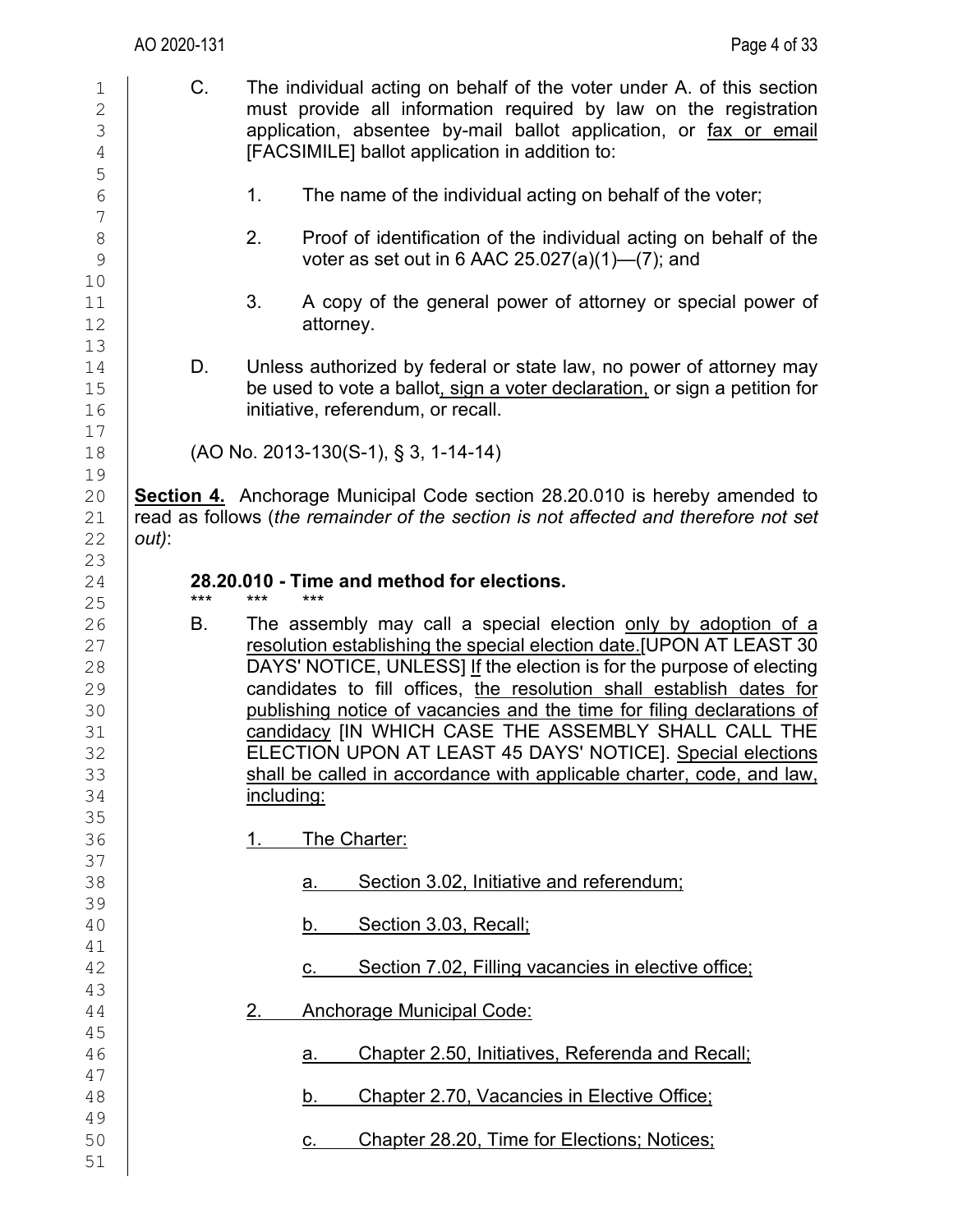C. The individual acting on behalf of the voter under A. of this section must provide all information required by law on the registration application, absentee by-mail ballot application, or <u>fax or email</u> [FACSIMILE] ballot application in addition to:

   1. The name of the individual acting on behalf of the voter;

   2. Proof of identification of the individual acting on behalf of the voter as set out in 6 AAC 25.027(a)(1)—(7); and

   3. A copy of the general power of attorney or special power of attorney.

D. Unless authorized by federal or state law, no power of attorney may be used to vote a ballot<u>, sign a voter declaration,</u> or sign a petition for initiative, referendum, or recall.

(AO No. 2013-130(S-1), § 3, 1-14-14)

<u>**Section 4.**</u> Anchorage Municipal Code section 28.20.010 is hereby amended to read as follows (*the remainder of the section is not affected and therefore not set out)*:

**28.20.010 - Time and method for elections.**

\*\*\* \*\*\* \*\*\*

B. The assembly may call a special election <u>only by adoption of a resolution establishing the special election date.</u>[UPON AT LEAST 30 DAYS' NOTICE, UNLESS] <u>I</u>f the election is for the purpose of electing candidates to fill offices, <u>the resolution shall establish dates for publishing notice of vacancies and the time for filing declarations of candidacy</u> [IN WHICH CASE THE ASSEMBLY SHALL CALL THE ELECTION UPON AT LEAST 45 DAYS' NOTICE]. <u>Special elections shall be called in accordance with applicable charter, code, and law, including:</u>

   <u>1. The Charter:</u>

      <u>a. Section 3.02, Initiative and referendum;</u>

      <u>b. Section 3.03, Recall;</u>

      <u>c. Section 7.02, Filling vacancies in elective office;</u>

   <u>2. Anchorage Municipal Code:</u>

      <u>a. Chapter 2.50, Initiatives, Referenda and Recall;</u>

      <u>b. Chapter 2.70, Vacancies in Elective Office;</u>

      <u>c. Chapter 28.20, Time for Elections; Notices;</u>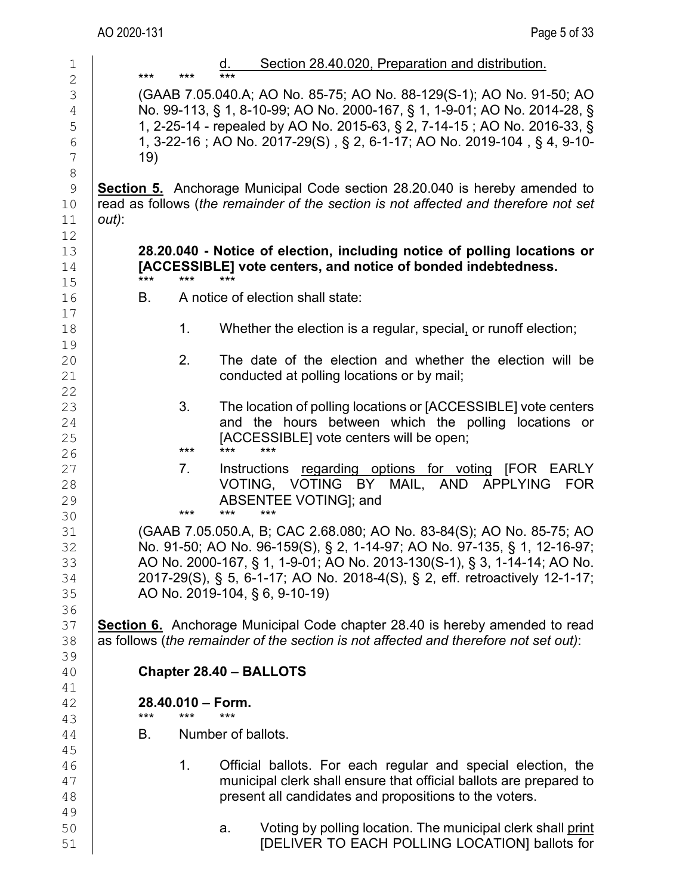d. Section 28.40.020, Preparation and distribution.

\*\*\* \*\*\* \*\*\*

(GAAB 7.05.040.A; AO No. 85-75; AO No. 88-129(S-1); AO No. 91-50; AO No. 99-113, § 1, 8-10-99; AO No. 2000-167, § 1, 1-9-01; AO No. 2014-28, § 1, 2-25-14 - repealed by AO No. 2015-63, § 2, 7-14-15 ; AO No. 2016-33, § 1, 3-22-16 ; AO No. 2017-29(S) , § 2, 6-1-17; AO No. 2019-104 , § 4, 9-10-19)

**Section 5.** Anchorage Municipal Code section 28.20.040 is hereby amended to read as follows (*the remainder of the section is not affected and therefore not set out)*:

**28.20.040 - Notice of election, including notice of polling locations or [ACCESSIBLE] vote centers, and notice of bonded indebtedness.**

\*\*\* \*\*\* \*\*\*

B. A notice of election shall state:

1. Whether the election is a regular, special<u>,</u> or runoff election;

2. The date of the election and whether the election will be conducted at polling locations or by mail;

3. The location of polling locations or [ACCESSIBLE] vote centers and the hours between which the polling locations or [ACCESSIBLE] vote centers will be open;

\*\*\* \*\*\* \*\*\*

7. Instructions <u>regarding options for voting</u> [FOR EARLY VOTING, VOTING BY MAIL, AND APPLYING FOR ABSENTEE VOTING]; and

\*\*\* \*\*\* \*\*\*

(GAAB 7.05.050.A, B; CAC 2.68.080; AO No. 83-84(S); AO No. 85-75; AO No. 91-50; AO No. 96-159(S), § 2, 1-14-97; AO No. 97-135, § 1, 12-16-97; AO No. 2000-167, § 1, 1-9-01; AO No. 2013-130(S-1), § 3, 1-14-14; AO No. 2017-29(S), § 5, 6-1-17; AO No. 2018-4(S), § 2, eff. retroactively 12-1-17; AO No. 2019-104, § 6, 9-10-19)

**Section 6.** Anchorage Municipal Code chapter 28.40 is hereby amended to read as follows (*the remainder of the section is not affected and therefore not set out)*:

**Chapter 28.40 – BALLOTS**

**28.40.010 – Form.**

\*\*\* \*\*\* \*\*\*

B. Number of ballots.

1. Official ballots. For each regular and special election, the municipal clerk shall ensure that official ballots are prepared to present all candidates and propositions to the voters.

   a. Voting by polling location. The municipal clerk shall <u>print</u> [DELIVER TO EACH POLLING LOCATION] ballots for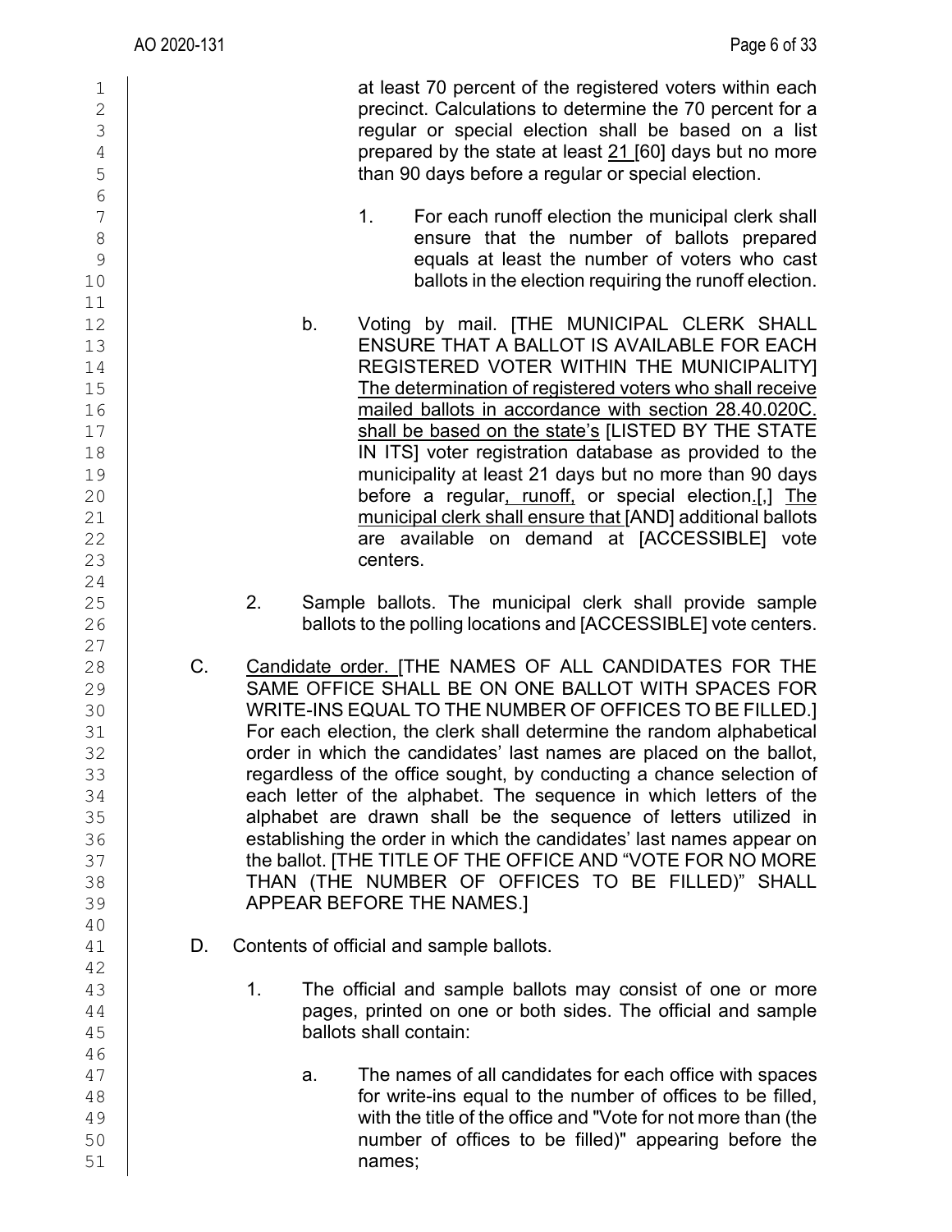at least 70 percent of the registered voters within each precinct. Calculations to determine the 70 percent for a regular or special election shall be based on a list prepared by the state at least 21 [60] days but no more than 90 days before a regular or special election.

1. For each runoff election the municipal clerk shall ensure that the number of ballots prepared equals at least the number of voters who cast ballots in the election requiring the runoff election.

b. Voting by mail. [THE MUNICIPAL CLERK SHALL ENSURE THAT A BALLOT IS AVAILABLE FOR EACH REGISTERED VOTER WITHIN THE MUNICIPALITY] The determination of registered voters who shall receive mailed ballots in accordance with section 28.40.020C. shall be based on the state's [LISTED BY THE STATE IN ITS] voter registration database as provided to the municipality at least 21 days but no more than 90 days before a regular, runoff, or special election.[,] The municipal clerk shall ensure that [AND] additional ballots are available on demand at [ACCESSIBLE] vote centers.

2. Sample ballots. The municipal clerk shall provide sample ballots to the polling locations and [ACCESSIBLE] vote centers.

C. Candidate order. [THE NAMES OF ALL CANDIDATES FOR THE SAME OFFICE SHALL BE ON ONE BALLOT WITH SPACES FOR WRITE-INS EQUAL TO THE NUMBER OF OFFICES TO BE FILLED.] For each election, the clerk shall determine the random alphabetical order in which the candidates' last names are placed on the ballot, regardless of the office sought, by conducting a chance selection of each letter of the alphabet. The sequence in which letters of the alphabet are drawn shall be the sequence of letters utilized in establishing the order in which the candidates' last names appear on the ballot. [THE TITLE OF THE OFFICE AND "VOTE FOR NO MORE THAN (THE NUMBER OF OFFICES TO BE FILLED)" SHALL APPEAR BEFORE THE NAMES.]

D. Contents of official and sample ballots.

1. The official and sample ballots may consist of one or more pages, printed on one or both sides. The official and sample ballots shall contain:

a. The names of all candidates for each office with spaces for write-ins equal to the number of offices to be filled, with the title of the office and "Vote for not more than (the number of offices to be filled)" appearing before the names;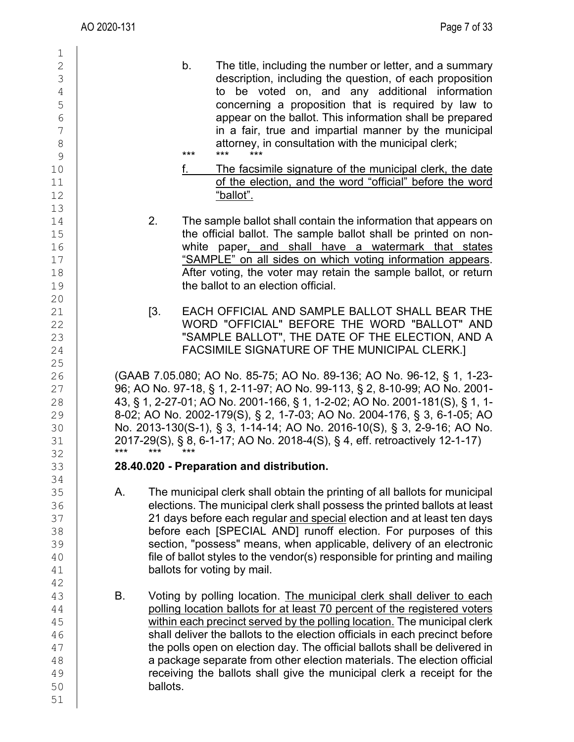b. The title, including the number or letter, and a summary description, including the question, of each proposition to be voted on, and any additional information concerning a proposition that is required by law to appear on the ballot. This information shall be prepared in a fair, true and impartial manner by the municipal attorney, in consultation with the municipal clerk;

\*\*\* \*\*\* \*\*\*

f. The facsimile signature of the municipal clerk, the date of the election, and the word "official" before the word "ballot".

2. The sample ballot shall contain the information that appears on the official ballot. The sample ballot shall be printed on non-white paper, and shall have a watermark that states "SAMPLE" on all sides on which voting information appears. After voting, the voter may retain the sample ballot, or return the ballot to an election official.

[3. EACH OFFICIAL AND SAMPLE BALLOT SHALL BEAR THE WORD "OFFICIAL" BEFORE THE WORD "BALLOT" AND "SAMPLE BALLOT", THE DATE OF THE ELECTION, AND A FACSIMILE SIGNATURE OF THE MUNICIPAL CLERK.]

(GAAB 7.05.080; AO No. 85-75; AO No. 89-136; AO No. 96-12, § 1, 1-23-96; AO No. 97-18, § 1, 2-11-97; AO No. 99-113, § 2, 8-10-99; AO No. 2001-43, § 1, 2-27-01; AO No. 2001-166, § 1, 1-2-02; AO No. 2001-181(S), § 1, 1-8-02; AO No. 2002-179(S), § 2, 1-7-03; AO No. 2004-176, § 3, 6-1-05; AO No. 2013-130(S-1), § 3, 1-14-14; AO No. 2016-10(S), § 3, 2-9-16; AO No. 2017-29(S), § 8, 6-1-17; AO No. 2018-4(S), § 4, eff. retroactively 12-1-17)

\*\*\* \*\*\* \*\*\*

**28.40.020 - Preparation and distribution.**

A. The municipal clerk shall obtain the printing of all ballots for municipal elections. The municipal clerk shall possess the printed ballots at least 21 days before each regular and special election and at least ten days before each [SPECIAL AND] runoff election. For purposes of this section, "possess" means, when applicable, delivery of an electronic file of ballot styles to the vendor(s) responsible for printing and mailing ballots for voting by mail.

B. Voting by polling location. The municipal clerk shall deliver to each polling location ballots for at least 70 percent of the registered voters within each precinct served by the polling location. The municipal clerk shall deliver the ballots to the election officials in each precinct before the polls open on election day. The official ballots shall be delivered in a package separate from other election materials. The election official receiving the ballots shall give the municipal clerk a receipt for the ballots.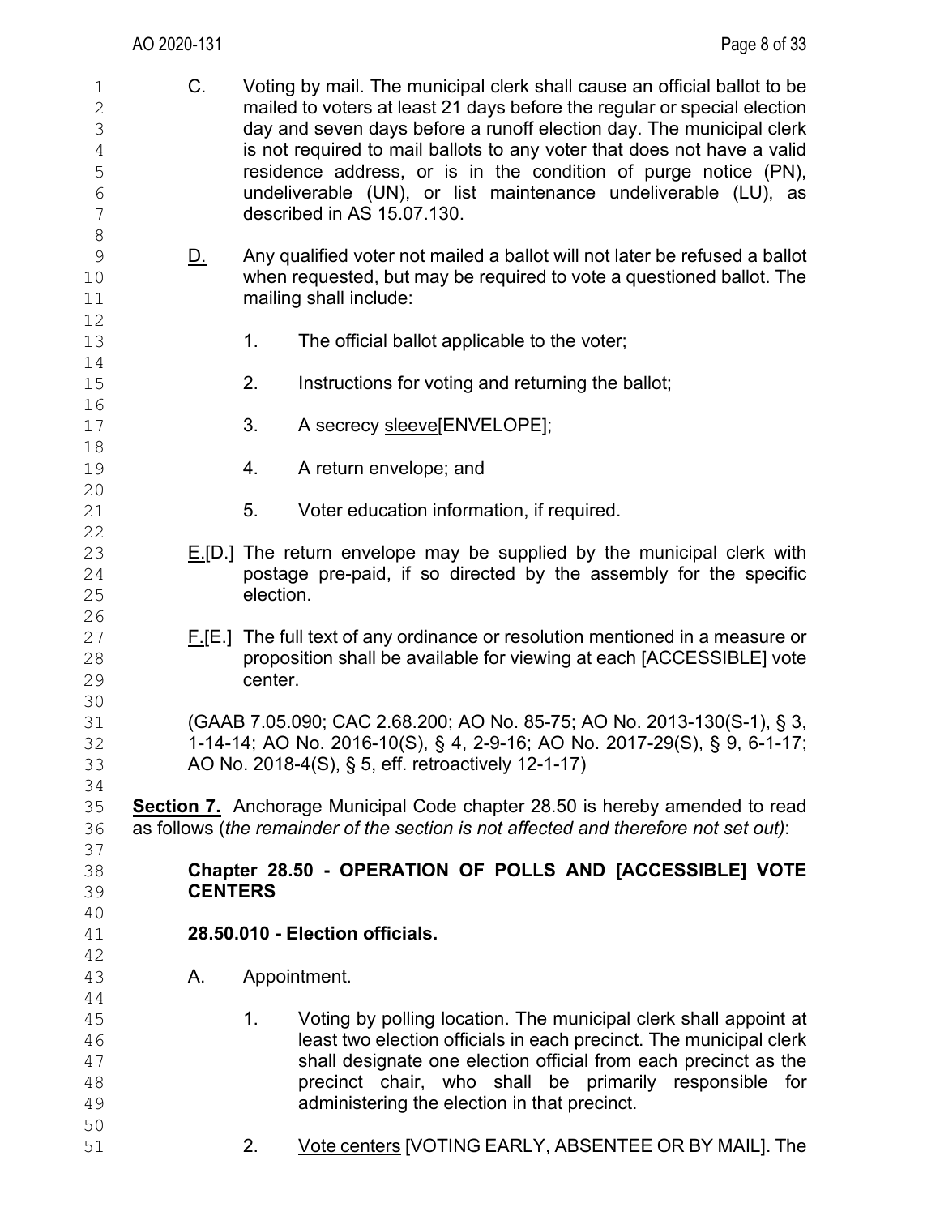C. Voting by mail. The municipal clerk shall cause an official ballot to be mailed to voters at least 21 days before the regular or special election day and seven days before a runoff election day. The municipal clerk is not required to mail ballots to any voter that does not have a valid residence address, or is in the condition of purge notice (PN), undeliverable (UN), or list maintenance undeliverable (LU), as described in AS 15.07.130.

<u>D.</u> Any qualified voter not mailed a ballot will not later be refused a ballot when requested, but may be required to vote a questioned ballot. The mailing shall include:

1. The official ballot applicable to the voter;

2. Instructions for voting and returning the ballot;

3. A secrecy <u>sleeve</u>[ENVELOPE];

4. A return envelope; and

5. Voter education information, if required.

<u>E.</u>[D.] The return envelope may be supplied by the municipal clerk with postage pre-paid, if so directed by the assembly for the specific election.

<u>F.</u>[E.] The full text of any ordinance or resolution mentioned in a measure or proposition shall be available for viewing at each [ACCESSIBLE] vote center.

(GAAB 7.05.090; CAC 2.68.200; AO No. 85-75; AO No. 2013-130(S-1), § 3, 1-14-14; AO No. 2016-10(S), § 4, 2-9-16; AO No. 2017-29(S), § 9, 6-1-17; AO No. 2018-4(S), § 5, eff. retroactively 12-1-17)

**<u>Section 7.</u>** Anchorage Municipal Code chapter 28.50 is hereby amended to read as follows (*the remainder of the section is not affected and therefore not set out)*:

**Chapter 28.50 - OPERATION OF POLLS AND [ACCESSIBLE] VOTE CENTERS**

**28.50.010 - Election officials.**

A. Appointment.

1. Voting by polling location. The municipal clerk shall appoint at least two election officials in each precinct. The municipal clerk shall designate one election official from each precinct as the precinct chair, who shall be primarily responsible for administering the election in that precinct.

2. <u>Vote centers</u> [VOTING EARLY, ABSENTEE OR BY MAIL]. The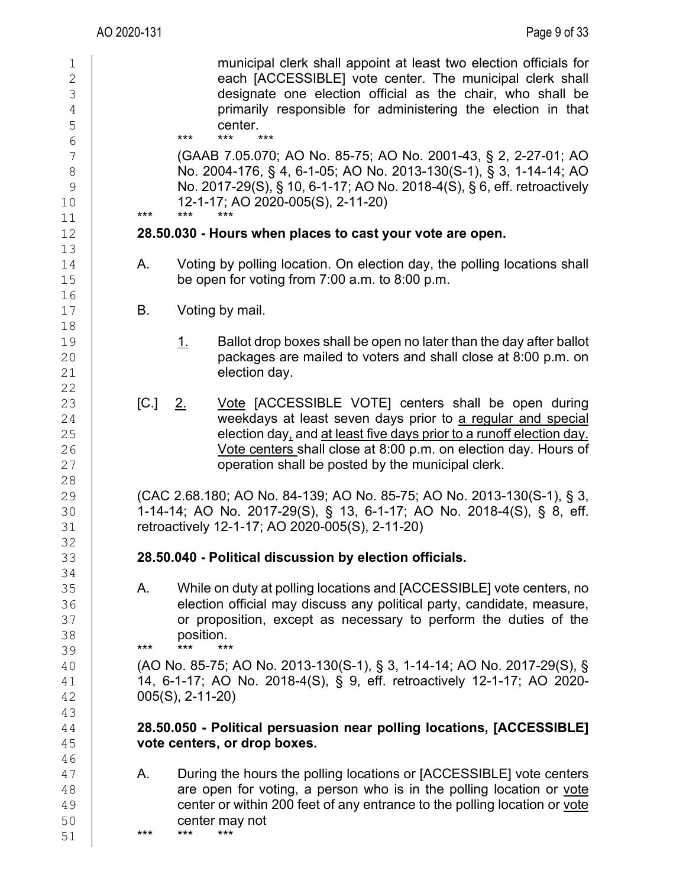municipal clerk shall appoint at least two election officials for each [ACCESSIBLE] vote center. The municipal clerk shall designate one election official as the chair, who shall be primarily responsible for administering the election in that center.

\*\*\* \*\*\* \*\*\*

(GAAB 7.05.070; AO No. 85-75; AO No. 2001-43, § 2, 2-27-01; AO No. 2004-176, § 4, 6-1-05; AO No. 2013-130(S-1), § 3, 1-14-14; AO No. 2017-29(S), § 10, 6-1-17; AO No. 2018-4(S), § 6, eff. retroactively 12-1-17; AO 2020-005(S), 2-11-20)

\*\*\* \*\*\* \*\*\*

**28.50.030 - Hours when places to cast your vote are open.**

A. Voting by polling location. On election day, the polling locations shall be open for voting from 7:00 a.m. to 8:00 p.m.

B. Voting by mail.

1. Ballot drop boxes shall be open no later than the day after ballot packages are mailed to voters and shall close at 8:00 p.m. on election day.

[C.] 2. Vote [ACCESSIBLE VOTE] centers shall be open during weekdays at least seven days prior to a regular and special election day, and at least five days prior to a runoff election day. Vote centers shall close at 8:00 p.m. on election day. Hours of operation shall be posted by the municipal clerk.

(CAC 2.68.180; AO No. 84-139; AO No. 85-75; AO No. 2013-130(S-1), § 3, 1-14-14; AO No. 2017-29(S), § 13, 6-1-17; AO No. 2018-4(S), § 8, eff. retroactively 12-1-17; AO 2020-005(S), 2-11-20)

**28.50.040 - Political discussion by election officials.**

A. While on duty at polling locations and [ACCESSIBLE] vote centers, no election official may discuss any political party, candidate, measure, or proposition, except as necessary to perform the duties of the position.

\*\*\* \*\*\* \*\*\*

(AO No. 85-75; AO No. 2013-130(S-1), § 3, 1-14-14; AO No. 2017-29(S), § 14, 6-1-17; AO No. 2018-4(S), § 9, eff. retroactively 12-1-17; AO 2020-005(S), 2-11-20)

**28.50.050 - Political persuasion near polling locations, [ACCESSIBLE] vote centers, or drop boxes.**

A. During the hours the polling locations or [ACCESSIBLE] vote centers are open for voting, a person who is in the polling location or vote center or within 200 feet of any entrance to the polling location or vote center may not

\*\*\* \*\*\* \*\*\*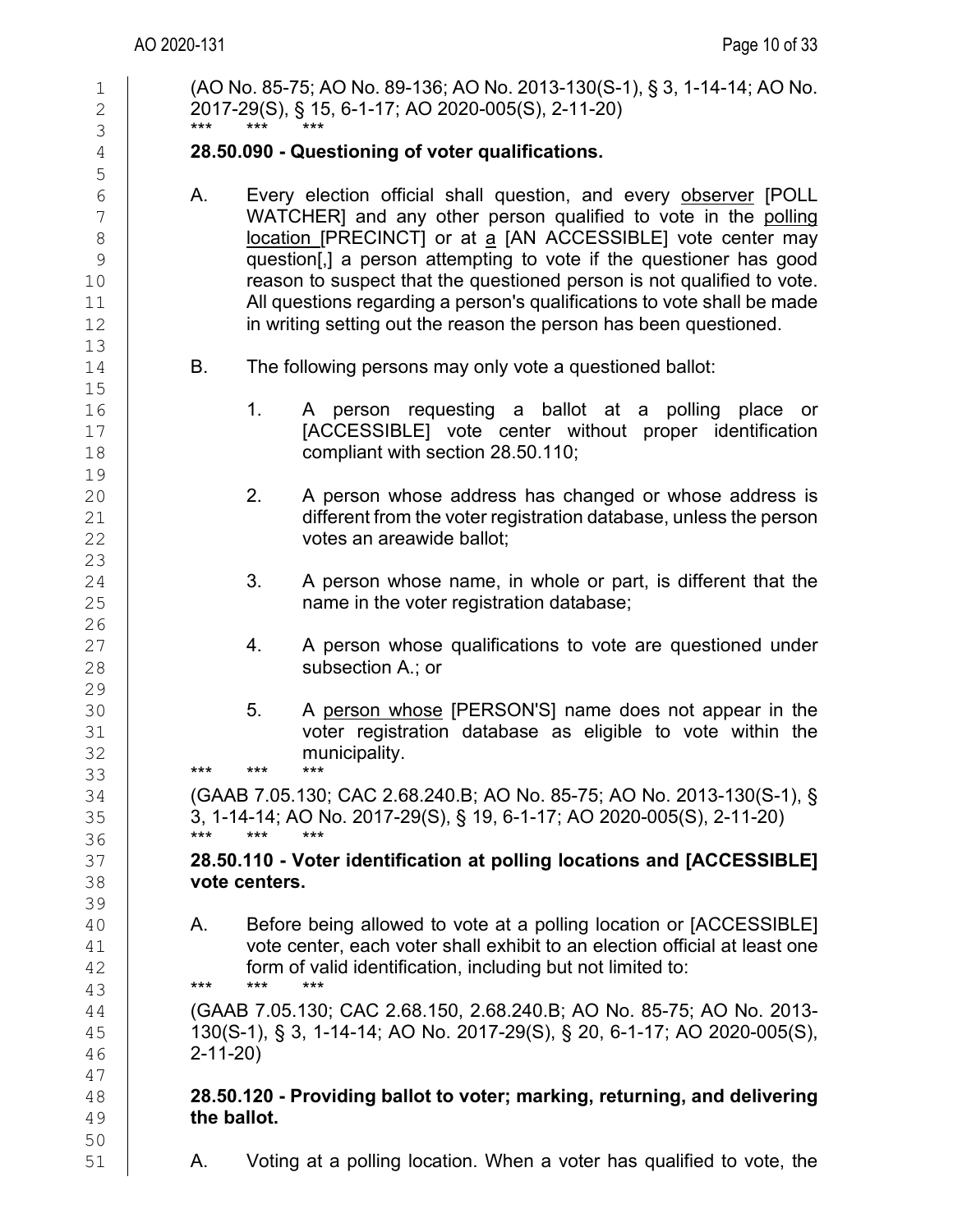(AO No. 85-75; AO No. 89-136; AO No. 2013-130(S-1), § 3, 1-14-14; AO No. 2017-29(S), § 15, 6-1-17; AO 2020-005(S), 2-11-20)

\*\*\* \*\*\* \*\*\*

**28.50.090 - Questioning of voter qualifications.**

A. Every election official shall question, and every observer [POLL WATCHER] and any other person qualified to vote in the polling location [PRECINCT] or at a [AN ACCESSIBLE] vote center may question[,] a person attempting to vote if the questioner has good reason to suspect that the questioned person is not qualified to vote. All questions regarding a person's qualifications to vote shall be made in writing setting out the reason the person has been questioned.

B. The following persons may only vote a questioned ballot:

1. A person requesting a ballot at a polling place or [ACCESSIBLE] vote center without proper identification compliant with section 28.50.110;

2. A person whose address has changed or whose address is different from the voter registration database, unless the person votes an areawide ballot;

3. A person whose name, in whole or part, is different that the name in the voter registration database;

4. A person whose qualifications to vote are questioned under subsection A.; or

5. A person whose [PERSON'S] name does not appear in the voter registration database as eligible to vote within the municipality.

\*\*\* \*\*\* \*\*\*

(GAAB 7.05.130; CAC 2.68.240.B; AO No. 85-75; AO No. 2013-130(S-1), § 3, 1-14-14; AO No. 2017-29(S), § 19, 6-1-17; AO 2020-005(S), 2-11-20)

\*\*\* \*\*\* \*\*\*

**28.50.110 - Voter identification at polling locations and [ACCESSIBLE] vote centers.**

A. Before being allowed to vote at a polling location or [ACCESSIBLE] vote center, each voter shall exhibit to an election official at least one form of valid identification, including but not limited to:

\*\*\* \*\*\* \*\*\*

(GAAB 7.05.130; CAC 2.68.150, 2.68.240.B; AO No. 85-75; AO No. 2013-130(S-1), § 3, 1-14-14; AO No. 2017-29(S), § 20, 6-1-17; AO 2020-005(S), 2-11-20)

**28.50.120 - Providing ballot to voter; marking, returning, and delivering the ballot.**

A. Voting at a polling location. When a voter has qualified to vote, the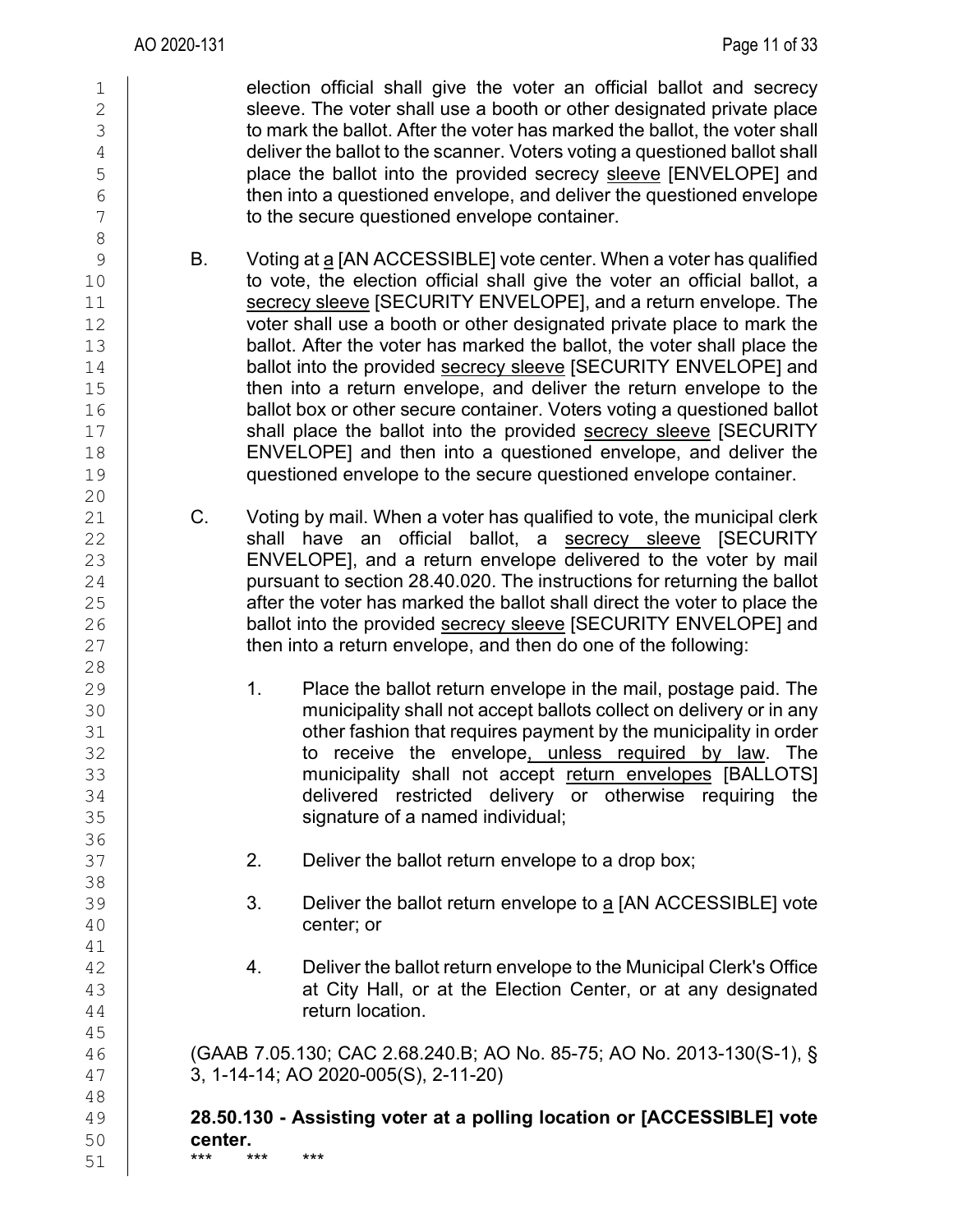election official shall give the voter an official ballot and secrecy sleeve. The voter shall use a booth or other designated private place to mark the ballot. After the voter has marked the ballot, the voter shall deliver the ballot to the scanner. Voters voting a questioned ballot shall place the ballot into the provided secrecy <u>sleeve</u> [ENVELOPE] and then into a questioned envelope, and deliver the questioned envelope to the secure questioned envelope container.

B. Voting at <u>a</u> [AN ACCESSIBLE] vote center. When a voter has qualified to vote, the election official shall give the voter an official ballot, a <u>secrecy sleeve</u> [SECURITY ENVELOPE], and a return envelope. The voter shall use a booth or other designated private place to mark the ballot. After the voter has marked the ballot, the voter shall place the ballot into the provided <u>secrecy sleeve</u> [SECURITY ENVELOPE] and then into a return envelope, and deliver the return envelope to the ballot box or other secure container. Voters voting a questioned ballot shall place the ballot into the provided <u>secrecy sleeve</u> [SECURITY ENVELOPE] and then into a questioned envelope, and deliver the questioned envelope to the secure questioned envelope container.

C. Voting by mail. When a voter has qualified to vote, the municipal clerk shall have an official ballot, a <u>secrecy sleeve</u> [SECURITY ENVELOPE], and a return envelope delivered to the voter by mail pursuant to section 28.40.020. The instructions for returning the ballot after the voter has marked the ballot shall direct the voter to place the ballot into the provided <u>secrecy sleeve</u> [SECURITY ENVELOPE] and then into a return envelope, and then do one of the following:

1. Place the ballot return envelope in the mail, postage paid. The municipality shall not accept ballots collect on delivery or in any other fashion that requires payment by the municipality in order to receive the envelope<u>, unless required by law</u>. The municipality shall not accept <u>return envelopes</u> [BALLOTS] delivered restricted delivery or otherwise requiring the signature of a named individual;

2. Deliver the ballot return envelope to a drop box;

3. Deliver the ballot return envelope to <u>a</u> [AN ACCESSIBLE] vote center; or

4. Deliver the ballot return envelope to the Municipal Clerk's Office at City Hall, or at the Election Center, or at any designated return location.

(GAAB 7.05.130; CAC 2.68.240.B; AO No. 85-75; AO No. 2013-130(S-1), § 3, 1-14-14; AO 2020-005(S), 2-11-20)

**28.50.130 - Assisting voter at a polling location or [ACCESSIBLE] vote center.**

\*\*\* \*\*\* \*\*\*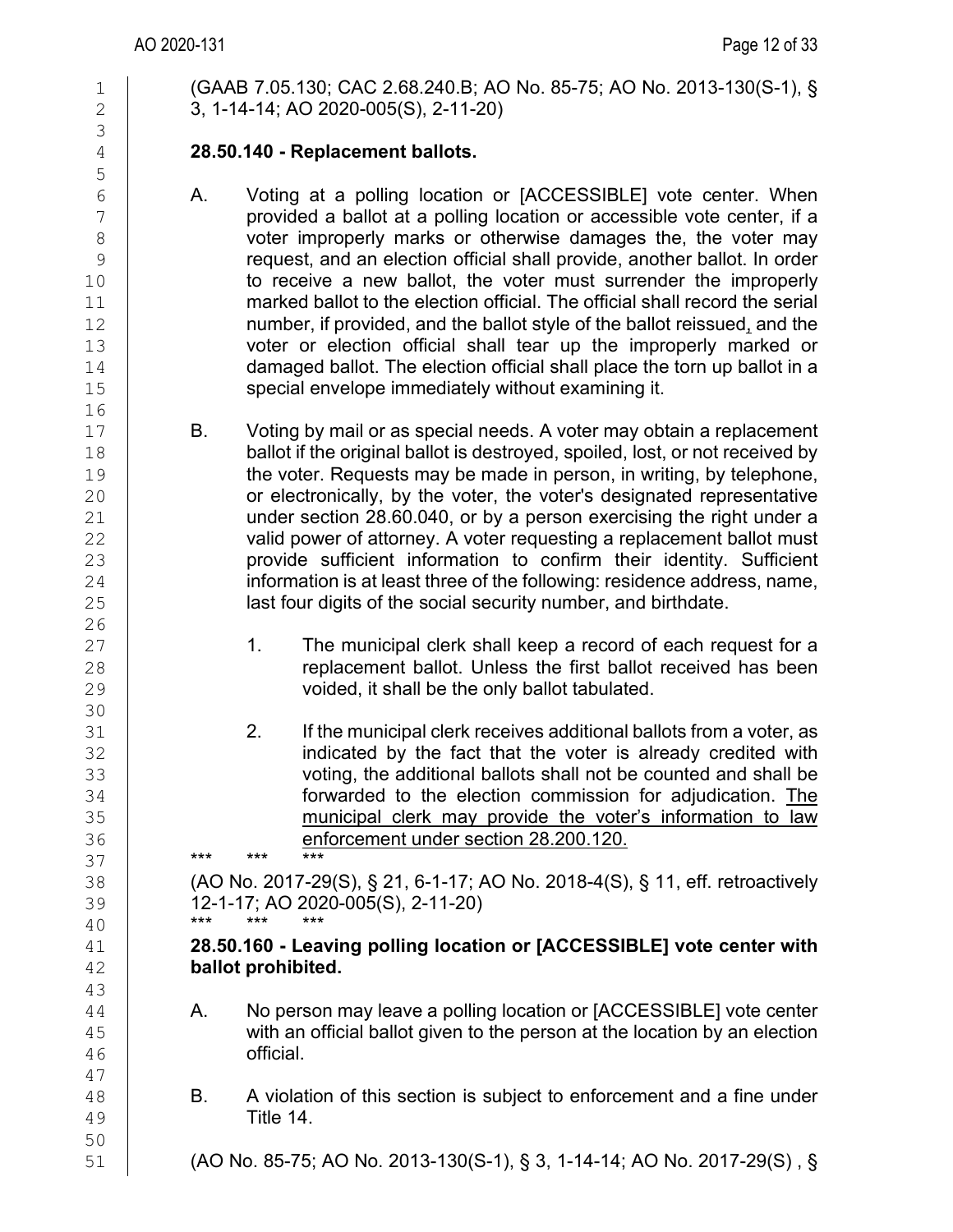(GAAB 7.05.130; CAC 2.68.240.B; AO No. 85-75; AO No. 2013-130(S-1), § 3, 1-14-14; AO 2020-005(S), 2-11-20)

**28.50.140 - Replacement ballots.**

A. Voting at a polling location or [ACCESSIBLE] vote center. When provided a ballot at a polling location or accessible vote center, if a voter improperly marks or otherwise damages the, the voter may request, and an election official shall provide, another ballot. In order to receive a new ballot, the voter must surrender the improperly marked ballot to the election official. The official shall record the serial number, if provided, and the ballot style of the ballot reissued, and the voter or election official shall tear up the improperly marked or damaged ballot. The election official shall place the torn up ballot in a special envelope immediately without examining it.

B. Voting by mail or as special needs. A voter may obtain a replacement ballot if the original ballot is destroyed, spoiled, lost, or not received by the voter. Requests may be made in person, in writing, by telephone, or electronically, by the voter, the voter's designated representative under section 28.60.040, or by a person exercising the right under a valid power of attorney. A voter requesting a replacement ballot must provide sufficient information to confirm their identity. Sufficient information is at least three of the following: residence address, name, last four digits of the social security number, and birthdate.

1. The municipal clerk shall keep a record of each request for a replacement ballot. Unless the first ballot received has been voided, it shall be the only ballot tabulated.

2. If the municipal clerk receives additional ballots from a voter, as indicated by the fact that the voter is already credited with voting, the additional ballots shall not be counted and shall be forwarded to the election commission for adjudication. The municipal clerk may provide the voter's information to law enforcement under section 28.200.120.

\*\*\* \*\*\* \*\*\*

(AO No. 2017-29(S), § 21, 6-1-17; AO No. 2018-4(S), § 11, eff. retroactively 12-1-17; AO 2020-005(S), 2-11-20)

\*\*\* \*\*\* \*\*\*

**28.50.160 - Leaving polling location or [ACCESSIBLE] vote center with ballot prohibited.**

A. No person may leave a polling location or [ACCESSIBLE] vote center with an official ballot given to the person at the location by an election official.

B. A violation of this section is subject to enforcement and a fine under Title 14.

(AO No. 85-75; AO No. 2013-130(S-1), § 3, 1-14-14; AO No. 2017-29(S) , §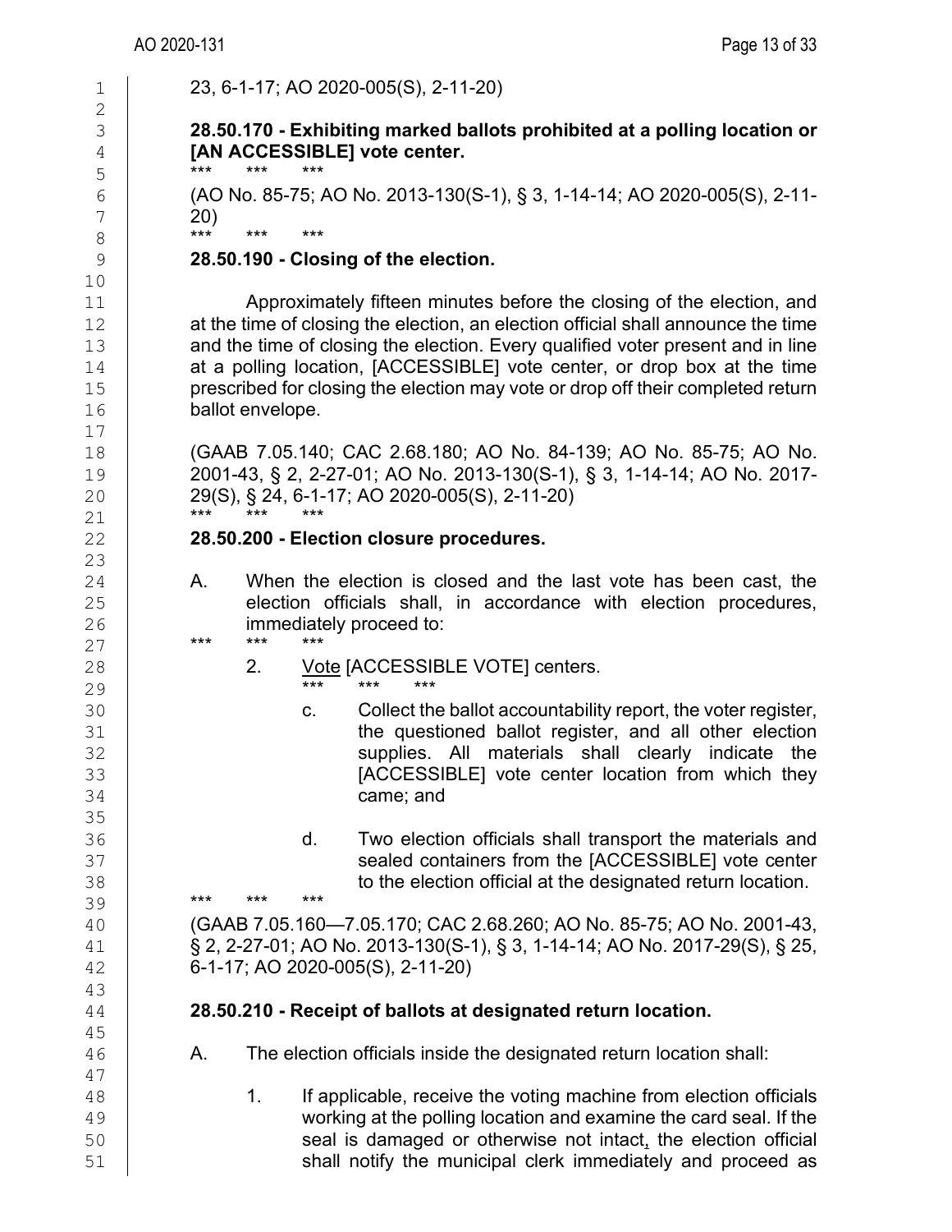23, 6-1-17; AO 2020-005(S), 2-11-20)

**28.50.170 - Exhibiting marked ballots prohibited at a polling location or [AN ACCESSIBLE] vote center.**

*** *** ***

(AO No. 85-75; AO No. 2013-130(S-1), § 3, 1-14-14; AO 2020-005(S), 2-11-20)

*** *** ***

**28.50.190 - Closing of the election.**

Approximately fifteen minutes before the closing of the election, and at the time of closing the election, an election official shall announce the time and the time of closing the election. Every qualified voter present and in line at a polling location, [ACCESSIBLE] vote center, or drop box at the time prescribed for closing the election may vote or drop off their completed return ballot envelope.

(GAAB 7.05.140; CAC 2.68.180; AO No. 84-139; AO No. 85-75; AO No. 2001-43, § 2, 2-27-01; AO No. 2013-130(S-1), § 3, 1-14-14; AO No. 2017-29(S), § 24, 6-1-17; AO 2020-005(S), 2-11-20)

*** *** ***

**28.50.200 - Election closure procedures.**

A. When the election is closed and the last vote has been cast, the election officials shall, in accordance with election procedures, immediately proceed to:

*** *** ***

2. <u>Vote</u> [ACCESSIBLE VOTE] centers.

*** *** ***

c. Collect the ballot accountability report, the voter register, the questioned ballot register, and all other election supplies. All materials shall clearly indicate the [ACCESSIBLE] vote center location from which they came; and

d. Two election officials shall transport the materials and sealed containers from the [ACCESSIBLE] vote center to the election official at the designated return location.

*** *** ***

(GAAB 7.05.160—7.05.170; CAC 2.68.260; AO No. 85-75; AO No. 2001-43, § 2, 2-27-01; AO No. 2013-130(S-1), § 3, 1-14-14; AO No. 2017-29(S), § 25, 6-1-17; AO 2020-005(S), 2-11-20)

**28.50.210 - Receipt of ballots at designated return location.**

A. The election officials inside the designated return location shall:

1. If applicable, receive the voting machine from election officials working at the polling location and examine the card seal. If the seal is damaged or otherwise not intact<u>,</u> the election official shall notify the municipal clerk immediately and proceed as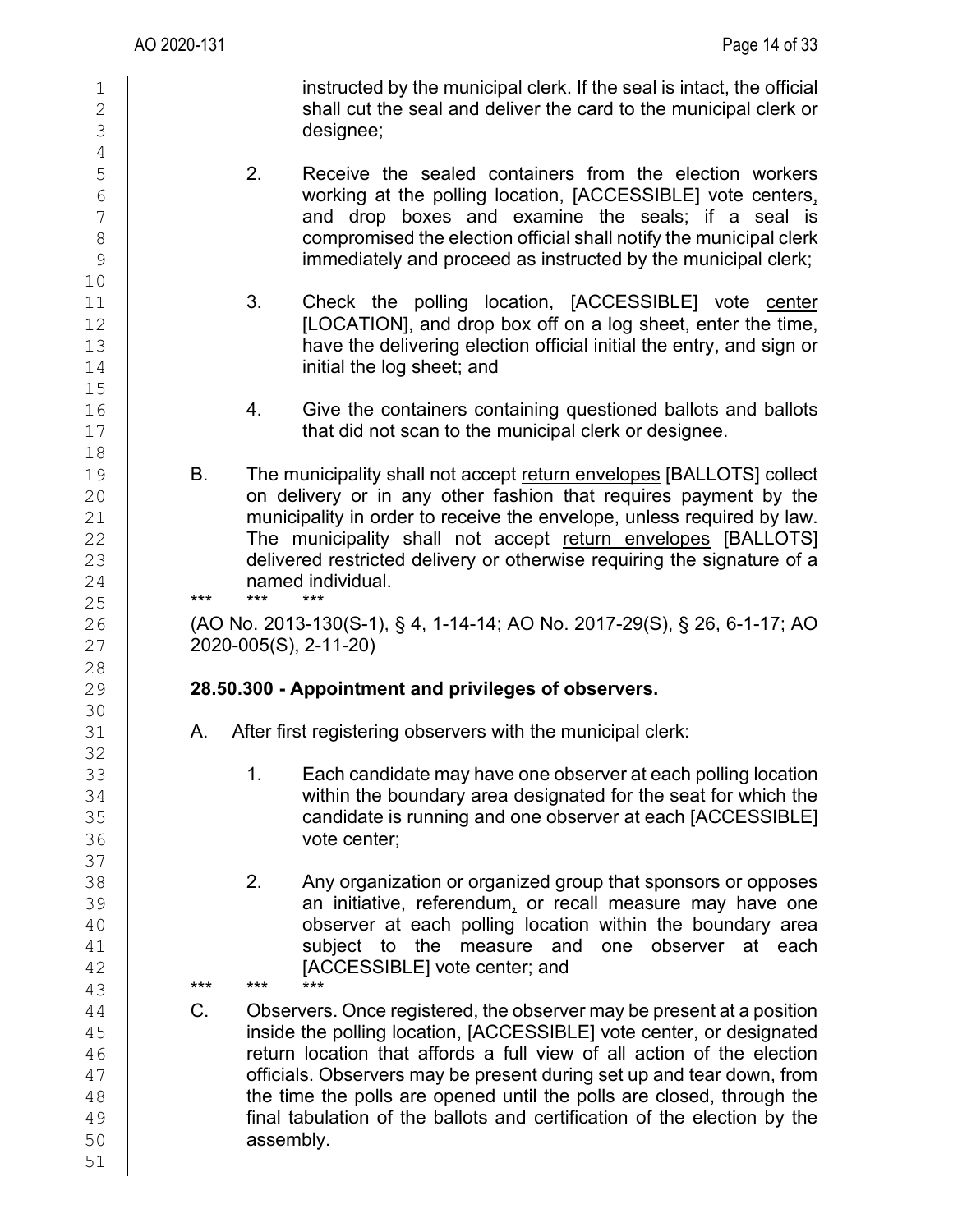instructed by the municipal clerk. If the seal is intact, the official shall cut the seal and deliver the card to the municipal clerk or designee;

2. Receive the sealed containers from the election workers working at the polling location, [ACCESSIBLE] vote centers, and drop boxes and examine the seals; if a seal is compromised the election official shall notify the municipal clerk immediately and proceed as instructed by the municipal clerk;

3. Check the polling location, [ACCESSIBLE] vote center [LOCATION], and drop box off on a log sheet, enter the time, have the delivering election official initial the entry, and sign or initial the log sheet; and

4. Give the containers containing questioned ballots and ballots that did not scan to the municipal clerk or designee.

B. The municipality shall not accept return envelopes [BALLOTS] collect on delivery or in any other fashion that requires payment by the municipality in order to receive the envelope, unless required by law. The municipality shall not accept return envelopes [BALLOTS] delivered restricted delivery or otherwise requiring the signature of a named individual.

*** *** ***

(AO No. 2013-130(S-1), § 4, 1-14-14; AO No. 2017-29(S), § 26, 6-1-17; AO 2020-005(S), 2-11-20)

**28.50.300 - Appointment and privileges of observers.**

A. After first registering observers with the municipal clerk:

1. Each candidate may have one observer at each polling location within the boundary area designated for the seat for which the candidate is running and one observer at each [ACCESSIBLE] vote center;

2. Any organization or organized group that sponsors or opposes an initiative, referendum, or recall measure may have one observer at each polling location within the boundary area subject to the measure and one observer at each [ACCESSIBLE] vote center; and

*** *** ***

C. Observers. Once registered, the observer may be present at a position inside the polling location, [ACCESSIBLE] vote center, or designated return location that affords a full view of all action of the election officials. Observers may be present during set up and tear down, from the time the polls are opened until the polls are closed, through the final tabulation of the ballots and certification of the election by the assembly.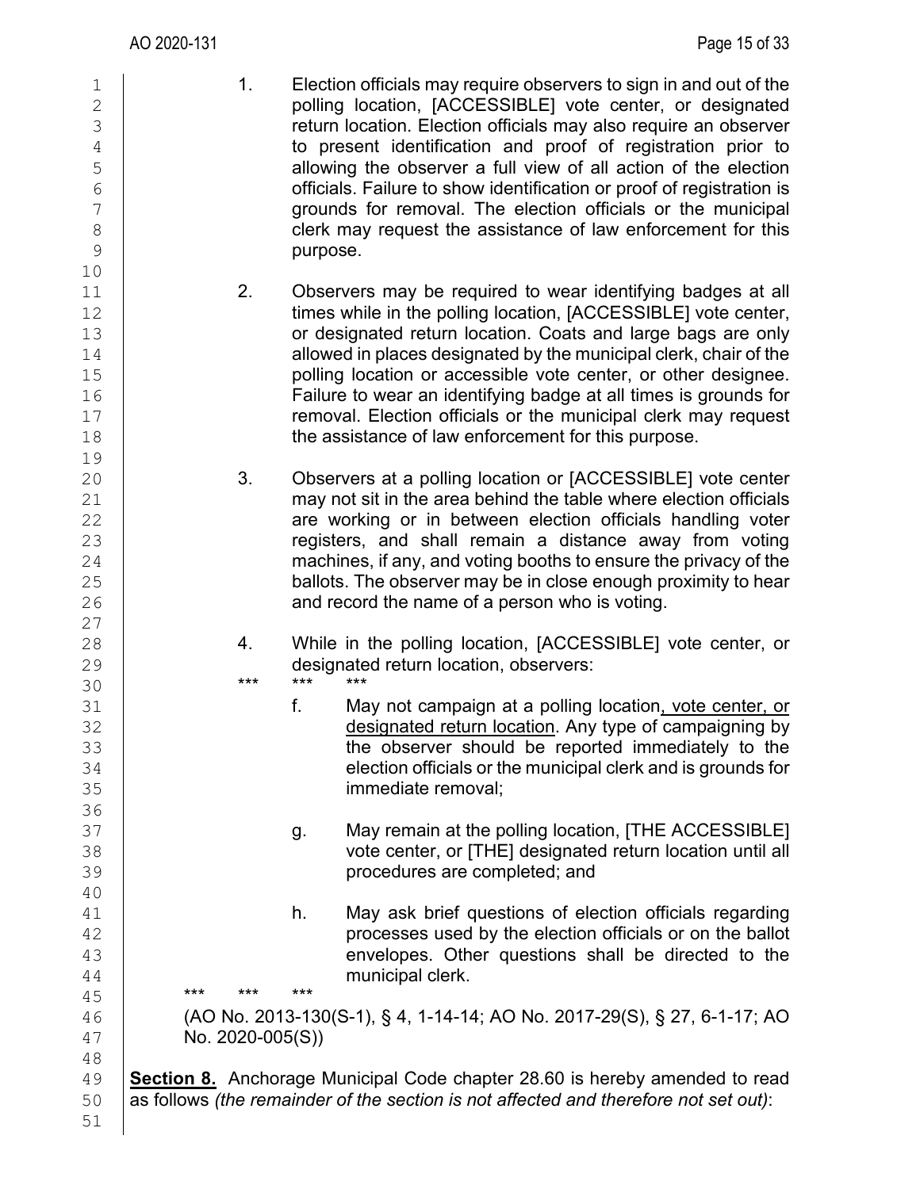1. Election officials may require observers to sign in and out of the polling location, [ACCESSIBLE] vote center, or designated return location. Election officials may also require an observer to present identification and proof of registration prior to allowing the observer a full view of all action of the election officials. Failure to show identification or proof of registration is grounds for removal. The election officials or the municipal clerk may request the assistance of law enforcement for this purpose.

2. Observers may be required to wear identifying badges at all times while in the polling location, [ACCESSIBLE] vote center, or designated return location. Coats and large bags are only allowed in places designated by the municipal clerk, chair of the polling location or accessible vote center, or other designee. Failure to wear an identifying badge at all times is grounds for removal. Election officials or the municipal clerk may request the assistance of law enforcement for this purpose.

3. Observers at a polling location or [ACCESSIBLE] vote center may not sit in the area behind the table where election officials are working or in between election officials handling voter registers, and shall remain a distance away from voting machines, if any, and voting booths to ensure the privacy of the ballots. The observer may be in close proximity to hear and record the name of a person who is voting.

4. While in the polling location, [ACCESSIBLE] vote center, or designated return location, observers:

*** *** ***

f. May not campaign at a polling location<u>, vote center, or designated return location</u>. Any type of campaigning by the observer should be reported immediately to the election officials or the municipal clerk and is grounds for immediate removal;

g. May remain at the polling location, [THE ACCESSIBLE] vote center, or [THE] designated return location until all procedures are completed; and

h. May ask brief questions of election officials regarding processes used by the election officials or on the ballot envelopes. Other questions shall be directed to the municipal clerk.

*** *** ***

(AO No. 2013-130(S-1), § 4, 1-14-14; AO No. 2017-29(S), § 27, 6-1-17; AO No. 2020-005(S))

**Section 8.** Anchorage Municipal Code chapter 28.60 is hereby amended to read as follows *(the remainder of the section is not affected and therefore not set out)*: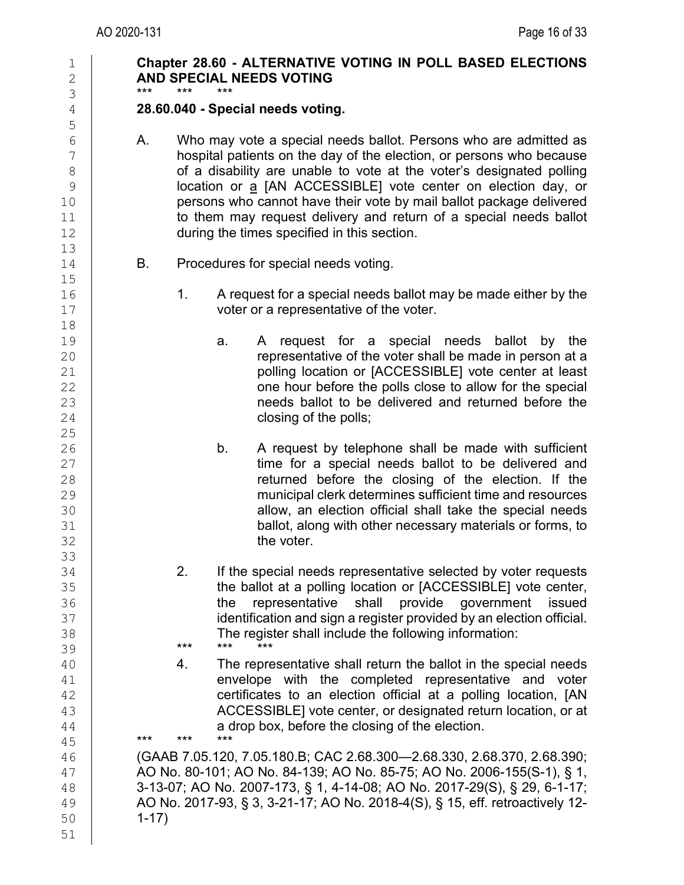**Chapter 28.60 - ALTERNATIVE VOTING IN POLL BASED ELECTIONS AND SPECIAL NEEDS VOTING**

\*\*\* \*\*\* \*\*\*

**28.60.040 - Special needs voting.**

A. Who may vote a special needs ballot. Persons who are admitted as hospital patients on the day of the election, or persons who because of a disability are unable to vote at the voter's designated polling location or <u>a</u> [AN ACCESSIBLE] vote center on election day, or persons who cannot have their vote by mail ballot package delivered to them may request delivery and return of a special needs ballot during the times specified in this section.

B. Procedures for special needs voting.

   1. A request for a special needs ballot may be made either by the voter or a representative of the voter.

      a. A request for a special needs ballot by the representative of the voter shall be made in person at a polling location or [ACCESSIBLE] vote center at least one hour before the polls close to allow for the special needs ballot to be delivered and returned before the closing of the polls;

      b. A request by telephone shall be made with sufficient time for a special needs ballot to be delivered and returned before the closing of the election. If the municipal clerk determines sufficient time and resources allow, an election official shall take the special needs ballot, along with other necessary materials or forms, to the voter.

   2. If the special needs representative selected by voter requests the ballot at a polling location or [ACCESSIBLE] vote center, the representative shall provide government issued identification and sign a register provided by an election official. The register shall include the following information:

   \*\*\* \*\*\* \*\*\*

   4. The representative shall return the ballot in the special needs envelope with the completed representative and voter certificates to an election official at a polling location, [AN ACCESSIBLE] vote center, or designated return location, or at a drop box, before the closing of the election.

\*\*\* \*\*\* \*\*\*

(GAAB 7.05.120, 7.05.180.B; CAC 2.68.300—2.68.330, 2.68.370, 2.68.390; AO No. 80-101; AO No. 84-139; AO No. 85-75; AO No. 2006-155(S-1), § 1, 3-13-07; AO No. 2007-173, § 1, 4-14-08; AO No. 2017-29(S), § 29, 6-1-17; AO No. 2017-93, § 3, 3-21-17; AO No. 2018-4(S), § 15, eff. retroactively 12-1-17)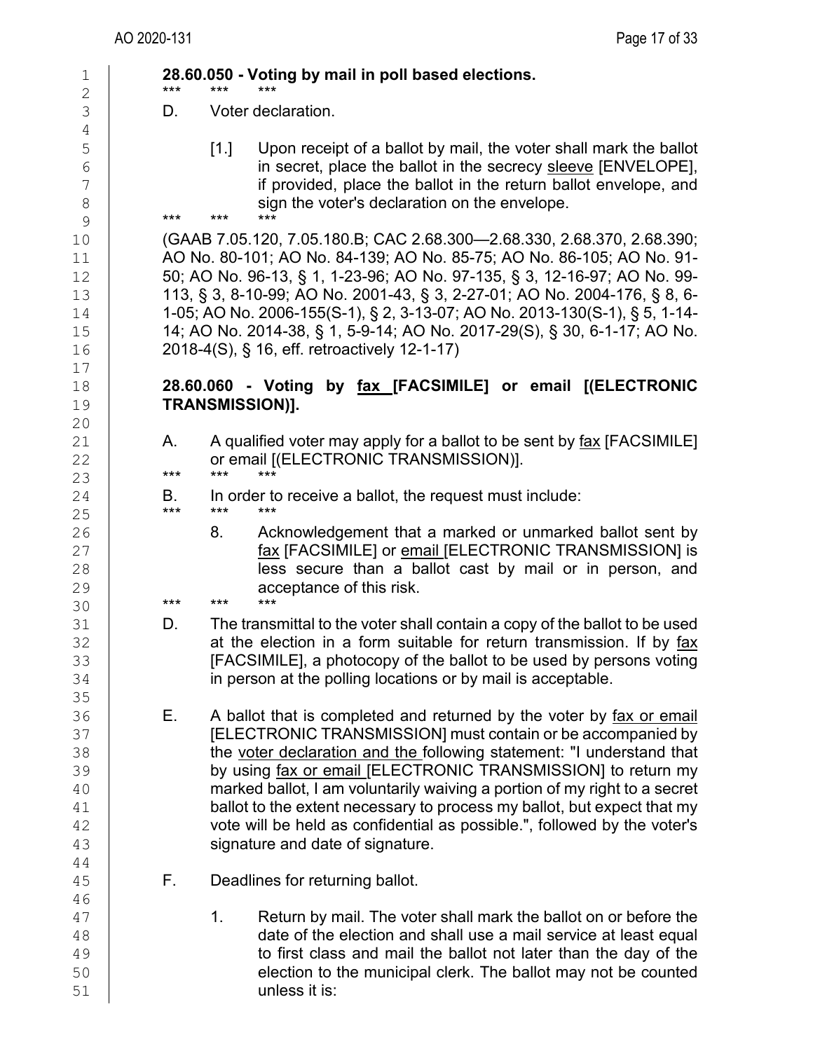**28.60.050 - Voting by mail in poll based elections.**

\*\*\* \*\*\* \*\*\*

D. Voter declaration.

[1.] Upon receipt of a ballot by mail, the voter shall mark the ballot in secret, place the ballot in the secrecy <u>sleeve</u> [ENVELOPE], if provided, place the ballot in the return ballot envelope, and sign the voter's declaration on the envelope.

\*\*\* \*\*\* \*\*\*

(GAAB 7.05.120, 7.05.180.B; CAC 2.68.300—2.68.330, 2.68.370, 2.68.390; AO No. 80-101; AO No. 84-139; AO No. 85-75; AO No. 86-105; AO No. 91-50; AO No. 96-13, § 1, 1-23-96; AO No. 97-135, § 3, 12-16-97; AO No. 99-113, § 3, 8-10-99; AO No. 2001-43, § 3, 2-27-01; AO No. 2004-176, § 8, 6-1-05; AO No. 2006-155(S-1), § 2, 3-13-07; AO No. 2013-130(S-1), § 5, 1-14-14; AO No. 2014-38, § 1, 5-9-14; AO No. 2017-29(S), § 30, 6-1-17; AO No. 2018-4(S), § 16, eff. retroactively 12-1-17)

**28.60.060 - Voting by <u>fax</u> [FACSIMILE] or email [(ELECTRONIC TRANSMISSION)].**

A. A qualified voter may apply for a ballot to be sent by <u>fax</u> [FACSIMILE] or email [(ELECTRONIC TRANSMISSION)].

\*\*\* \*\*\* \*\*\*

B. In order to receive a ballot, the request must include:

\*\*\* \*\*\* \*\*\*

8. Acknowledgement that a marked or unmarked ballot sent by <u>fax</u> [FACSIMILE] or <u>email</u> [ELECTRONIC TRANSMISSION] is less secure than a ballot cast by mail or in person, and acceptance of this risk.

\*\*\* \*\*\* \*\*\*

D. The transmittal to the voter shall contain a copy of the ballot to be used at the election in a form suitable for return transmission. If by <u>fax</u> [FACSIMILE], a photocopy of the ballot to be used by persons voting in person at the polling locations or by mail is acceptable.

E. A ballot that is completed and returned by the voter by <u>fax or email</u> [ELECTRONIC TRANSMISSION] must contain or be accompanied by the <u>voter declaration and the</u> following statement: "I understand that by using <u>fax or email</u> [ELECTRONIC TRANSMISSION] to return my marked ballot, I am voluntarily waiving a portion of my right to a secret ballot to the extent necessary to process my ballot, but expect that my vote will be held as confidential as possible.", followed by the voter's signature and date of signature.

F. Deadlines for returning ballot.

1. Return by mail. The voter shall mark the ballot on or before the date of the election and shall use a mail service at least equal to first class and mail the ballot not later than the day of the election to the municipal clerk. The ballot may not be counted unless it is: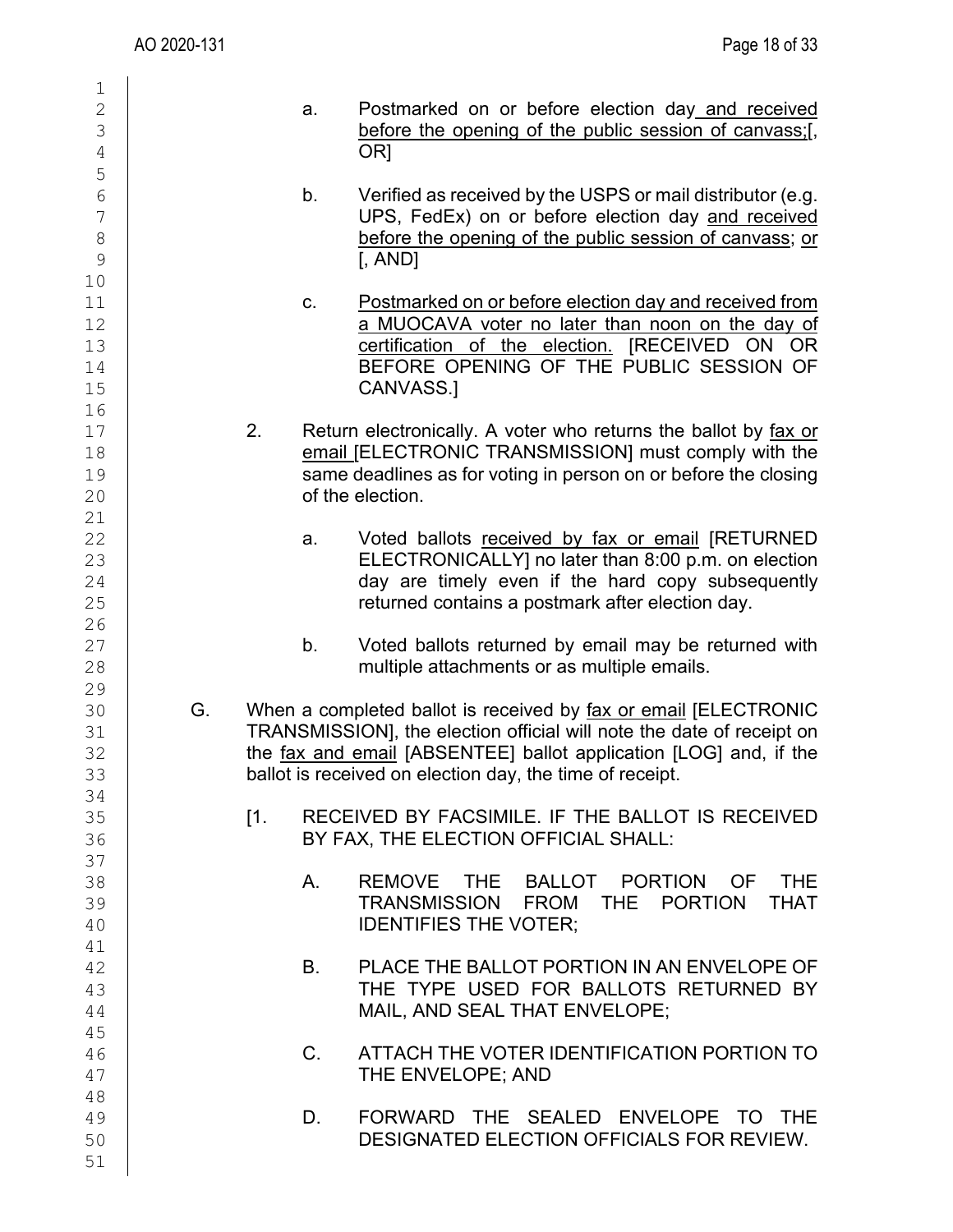a. Postmarked on or before election day and received before the opening of the public session of canvass;[, OR]

b. Verified as received by the USPS or mail distributor (e.g. UPS, FedEx) on or before election day and received before the opening of the public session of canvass; or [, AND]

c. Postmarked on or before election day and received from a MUOCAVA voter no later than noon on the day of certification of the election. [RECEIVED ON OR BEFORE OPENING OF THE PUBLIC SESSION OF CANVASS.]

2. Return electronically. A voter who returns the ballot by fax or email [ELECTRONIC TRANSMISSION] must comply with the same deadlines as for voting in person on or before the closing of the election.

a. Voted ballots received by fax or email [RETURNED ELECTRONICALLY] no later than 8:00 p.m. on election day are timely even if the hard copy subsequently returned contains a postmark after election day.

b. Voted ballots returned by email may be returned with multiple attachments or as multiple emails.

G. When a completed ballot is received by fax or email [ELECTRONIC TRANSMISSION], the election official will note the date of receipt on the fax and email [ABSENTEE] ballot application [LOG] and, if the ballot is received on election day, the time of receipt.

[1. RECEIVED BY FACSIMILE. IF THE BALLOT IS RECEIVED BY FAX, THE ELECTION OFFICIAL SHALL:

A. REMOVE THE BALLOT PORTION OF THE TRANSMISSION FROM THE PORTION THAT IDENTIFIES THE VOTER;

B. PLACE THE BALLOT PORTION IN AN ENVELOPE OF THE TYPE USED FOR BALLOTS RETURNED BY MAIL, AND SEAL THAT ENVELOPE;

C. ATTACH THE VOTER IDENTIFICATION PORTION TO THE ENVELOPE; AND

D. FORWARD THE SEALED ENVELOPE TO THE DESIGNATED ELECTION OFFICIALS FOR REVIEW.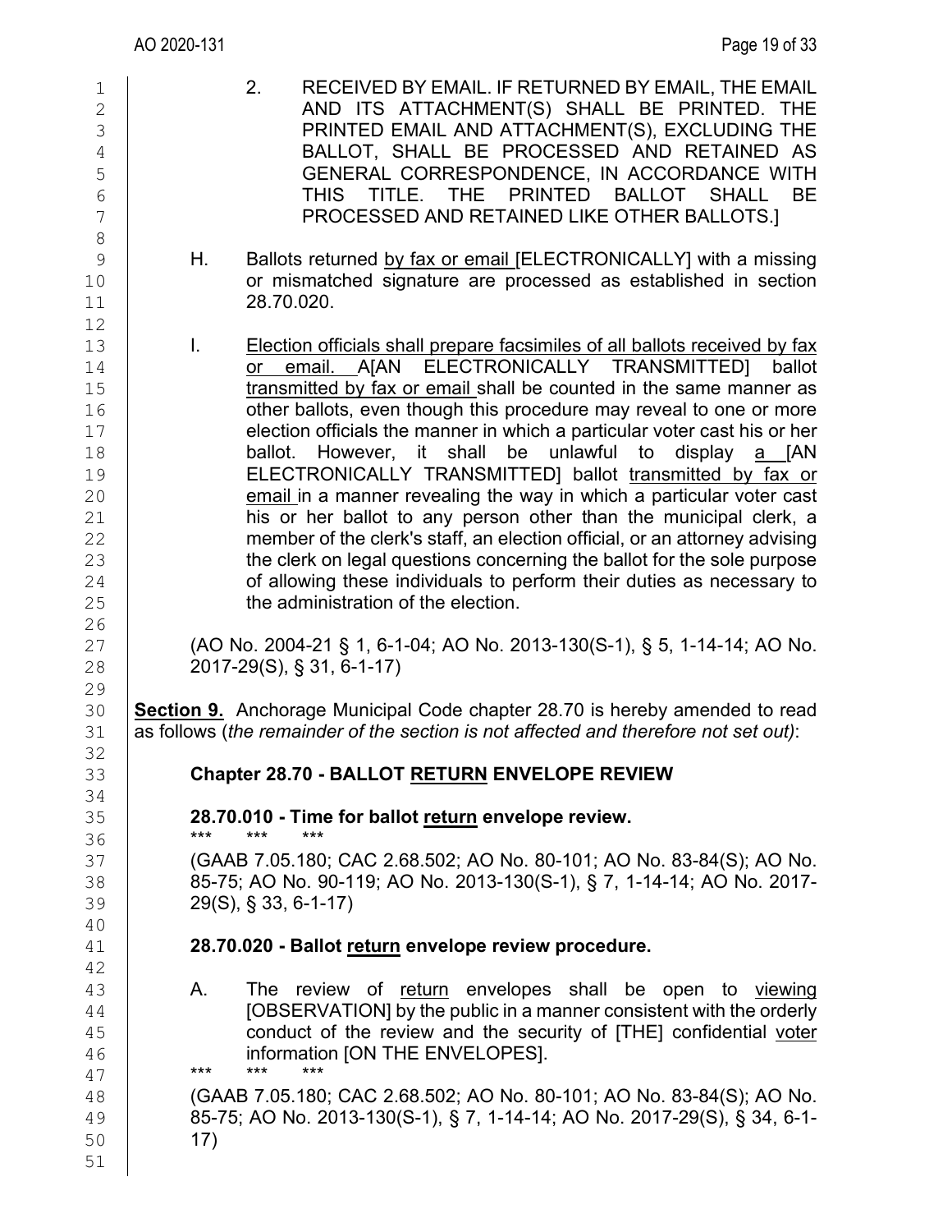2. RECEIVED BY EMAIL. IF RETURNED BY EMAIL, THE EMAIL AND ITS ATTACHMENT(S) SHALL BE PRINTED. THE PRINTED EMAIL AND ATTACHMENT(S), EXCLUDING THE BALLOT, SHALL BE PROCESSED AND RETAINED AS GENERAL CORRESPONDENCE, IN ACCORDANCE WITH THIS TITLE. THE PRINTED BALLOT SHALL BE PROCESSED AND RETAINED LIKE OTHER BALLOTS.]

H. Ballots returned by fax or email [ELECTRONICALLY] with a missing or mismatched signature are processed as established in section 28.70.020.

I. Election officials shall prepare facsimiles of all ballots received by fax or email. A[AN ELECTRONICALLY TRANSMITTED] ballot transmitted by fax or email shall be counted in the same manner as other ballots, even though this procedure may reveal to one or more election officials the manner in which a particular voter cast his or her ballot. However, it shall be unlawful to display a [AN ELECTRONICALLY TRANSMITTED] ballot transmitted by fax or email in a manner revealing the way in which a particular voter cast his or her ballot to any person other than the municipal clerk, a member of the clerk's staff, an election official, or an attorney advising the clerk on legal questions concerning the ballot for the sole purpose of allowing these individuals to perform their duties as necessary to the administration of the election.

(AO No. 2004-21 § 1, 6-1-04; AO No. 2013-130(S-1), § 5, 1-14-14; AO No. 2017-29(S), § 31, 6-1-17)

**Section 9.** Anchorage Municipal Code chapter 28.70 is hereby amended to read as follows (*the remainder of the section is not affected and therefore not set out)*:

### Chapter 28.70 - BALLOT RETURN ENVELOPE REVIEW

**28.70.010 - Time for ballot return envelope review.**

\*\*\* \*\*\* \*\*\*

(GAAB 7.05.180; CAC 2.68.502; AO No. 80-101; AO No. 83-84(S); AO No. 85-75; AO No. 90-119; AO No. 2013-130(S-1), § 7, 1-14-14; AO No. 2017-29(S), § 33, 6-1-17)

**28.70.020 - Ballot return envelope review procedure.**

A. The review of return envelopes shall be open to viewing [OBSERVATION] by the public in a manner consistent with the orderly conduct of the review and the security of [THE] confidential voter information [ON THE ENVELOPES].

\*\*\* \*\*\* \*\*\*

(GAAB 7.05.180; CAC 2.68.502; AO No. 80-101; AO No. 83-84(S); AO No. 85-75; AO No. 2013-130(S-1), § 7, 1-14-14; AO No. 2017-29(S), § 34, 6-1-17)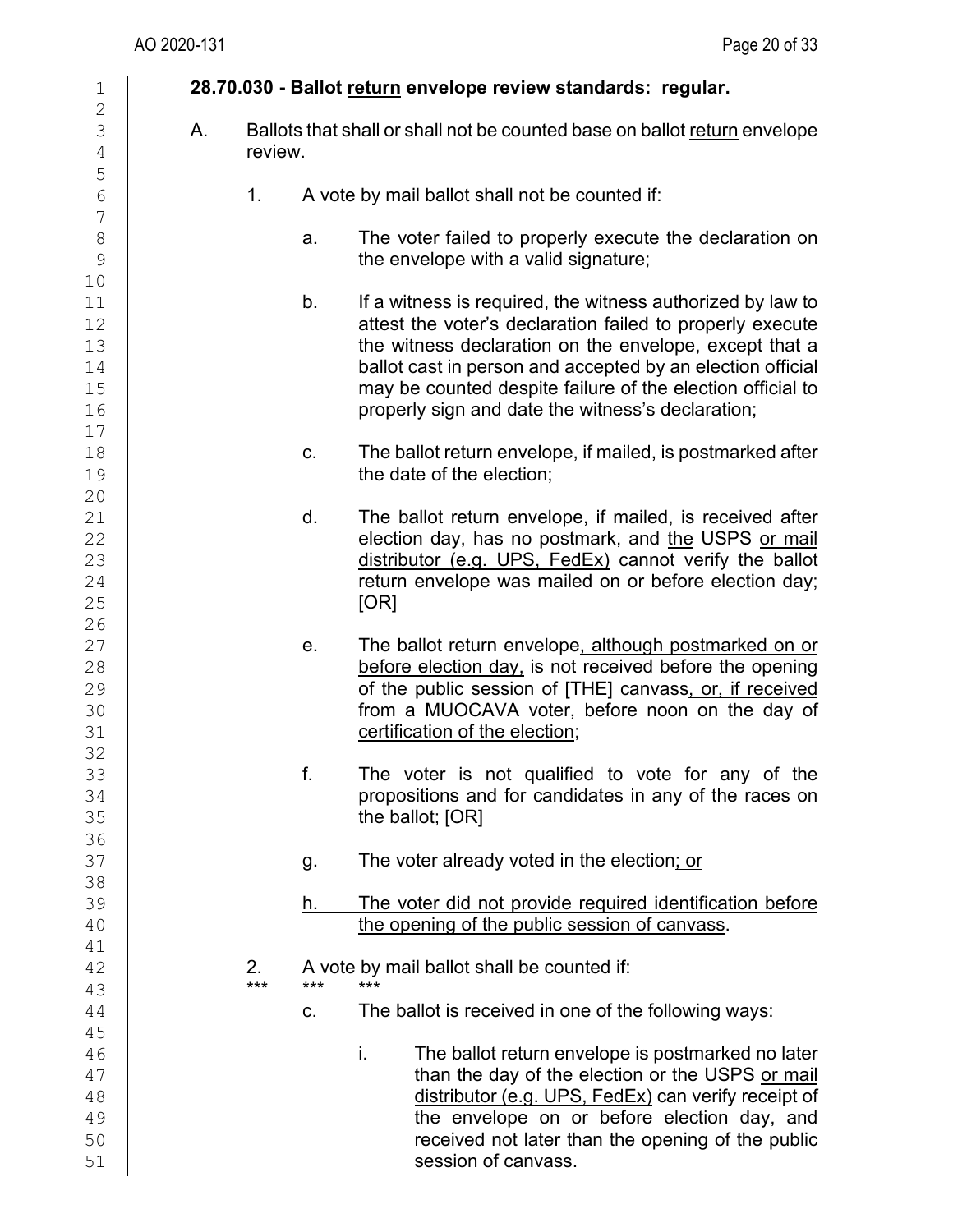**28.70.030 - Ballot return envelope review standards: regular.**

A. Ballots that shall or shall not be counted base on ballot return envelope review.

1. A vote by mail ballot shall not be counted if:

a. The voter failed to properly execute the declaration on the envelope with a valid signature;

b. If a witness is required, the witness authorized by law to attest the voter's declaration failed to properly execute the witness declaration on the envelope, except that a ballot cast in person and accepted by an election official may be counted despite failure of the election official to properly sign and date the witness's declaration;

c. The ballot return envelope, if mailed, is postmarked after the date of the election;

d. The ballot return envelope, if mailed, is received after election day, has no postmark, and the USPS or mail distributor (e.g. UPS, FedEx) cannot verify the ballot return envelope was mailed on or before election day; [OR]

e. The ballot return envelope, although postmarked on or before election day, is not received before the opening of the public session of [THE] canvass, or, if received from a MUOCAVA voter, before noon on the day of certification of the election;

f. The voter is not qualified to vote for any of the propositions and for candidates in any of the races on the ballot; [OR]

g. The voter already voted in the election; or

h. The voter did not provide required identification before the opening of the public session of canvass.

2. A vote by mail ballot shall be counted if:

\*\*\* \*\*\* \*\*\*

c. The ballot is received in one of the following ways:

i. The ballot return envelope is postmarked no later than the day of the election or the USPS or mail distributor (e.g. UPS, FedEx) can verify receipt of the envelope on or before election day, and received not later than the opening of the public session of canvass.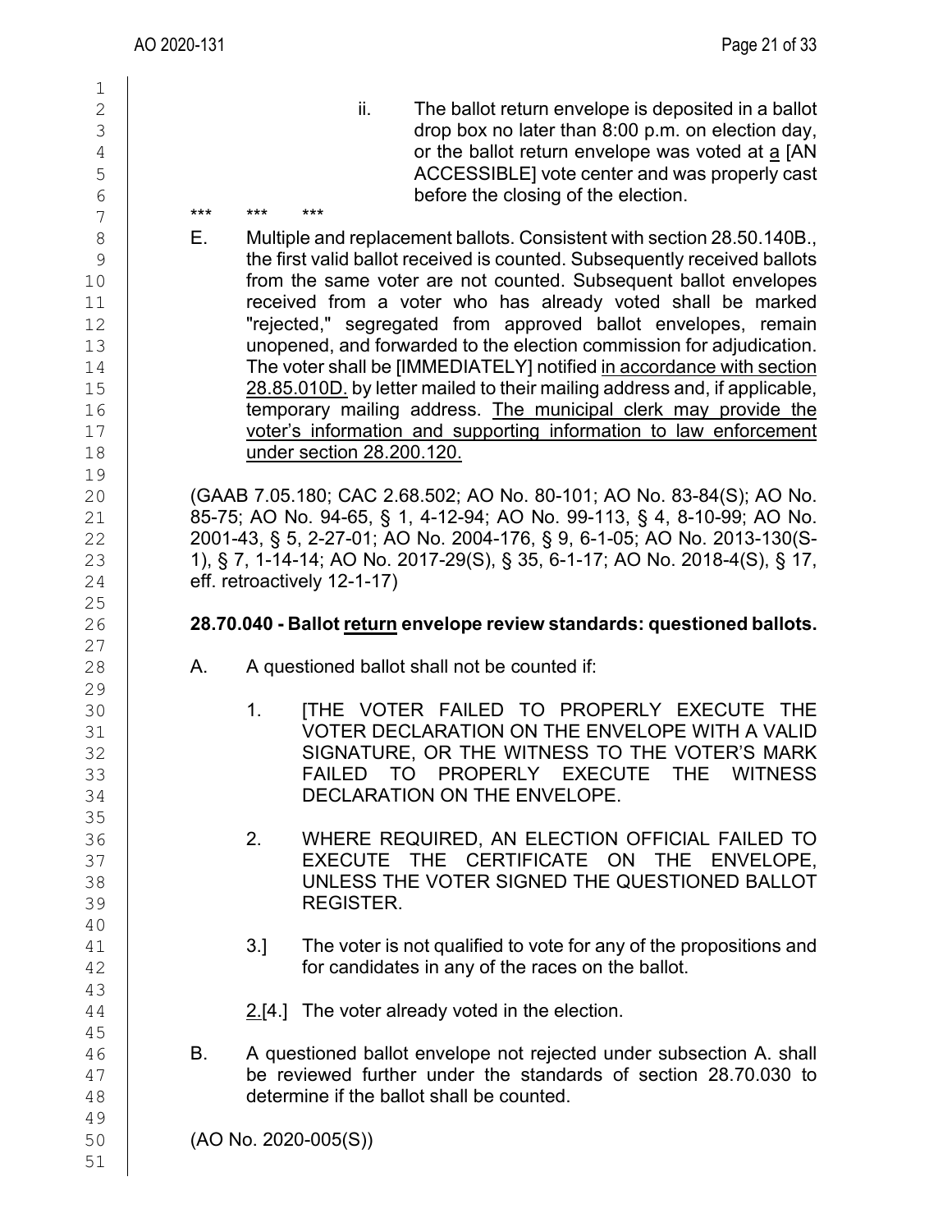ii. The ballot return envelope is deposited in a ballot drop box no later than 8:00 p.m. on election day, or the ballot return envelope was voted at a [AN ACCESSIBLE] vote center and was properly cast before the closing of the election.

\*\*\* \*\*\* \*\*\*

E. Multiple and replacement ballots. Consistent with section 28.50.140B., the first valid ballot received is counted. Subsequently received ballots from the same voter are not counted. Subsequent ballot envelopes received from a voter who has already voted shall be marked "rejected," segregated from approved ballot envelopes, remain unopened, and forwarded to the election commission for adjudication. The voter shall be [IMMEDIATELY] notified in accordance with section 28.85.010D. by letter mailed to their mailing address and, if applicable, temporary mailing address. The municipal clerk may provide the voter's information and supporting information to law enforcement under section 28.200.120.

(GAAB 7.05.180; CAC 2.68.502; AO No. 80-101; AO No. 83-84(S); AO No. 85-75; AO No. 94-65, § 1, 4-12-94; AO No. 99-113, § 4, 8-10-99; AO No. 2001-43, § 5, 2-27-01; AO No. 2004-176, § 9, 6-1-05; AO No. 2013-130(S-1), § 7, 1-14-14; AO No. 2017-29(S), § 35, 6-1-17; AO No. 2018-4(S), § 17, eff. retroactively 12-1-17)

**28.70.040 - Ballot return envelope review standards: questioned ballots.**

A. A questioned ballot shall not be counted if:

1. [THE VOTER FAILED TO PROPERLY EXECUTE THE VOTER DECLARATION ON THE ENVELOPE WITH A VALID SIGNATURE, OR THE WITNESS TO THE VOTER'S MARK FAILED TO PROPERLY EXECUTE THE WITNESS DECLARATION ON THE ENVELOPE.

2. WHERE REQUIRED, AN ELECTION OFFICIAL FAILED TO EXECUTE THE CERTIFICATE ON THE ENVELOPE, UNLESS THE VOTER SIGNED THE QUESTIONED BALLOT REGISTER.

3.] The voter is not qualified to vote for any of the propositions and for candidates in any of the races on the ballot.

2.[4.] The voter already voted in the election.

B. A questioned ballot envelope not rejected under subsection A. shall be reviewed further under the standards of section 28.70.030 to determine if the ballot shall be counted.

(AO No. 2020-005(S))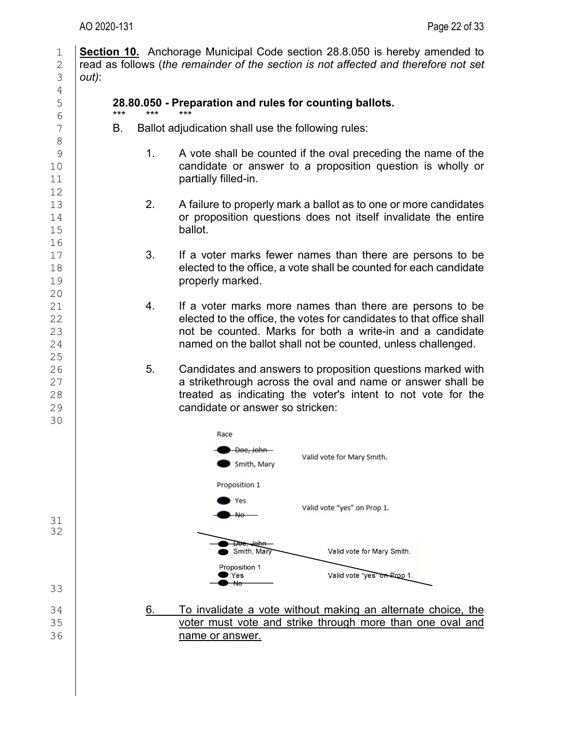**Section 10.** Anchorage Municipal Code section 28.8.050 is hereby amended to read as follows (*the remainder of the section is not affected and therefore not set out)*:

**28.80.050 - Preparation and rules for counting ballots.**

\*\*\* \*\*\* \*\*\*

B. Ballot adjudication shall use the following rules:

1. A vote shall be counted if the oval preceding the name of the candidate or answer to a proposition question is wholly or partially filled-in.

2. A failure to properly mark a ballot as to one or more candidates or proposition questions does not itself invalidate the entire ballot.

3. If a voter marks fewer names than there are persons to be elected to the office, a vote shall be counted for each candidate properly marked.

4. If a voter marks more names than there are persons to be elected to the office, the votes for candidates to that office shall not be counted. Marks for both a write-in and a candidate named on the ballot shall not be counted, unless challenged.

5. Candidates and answers to proposition questions marked with a strikethrough across the oval and name or answer shall be treated as indicating the voter's intent to not vote for the candidate or answer so stricken:

Race

~~Doe, John~~
Smith, Mary — Valid vote for Mary Smith.

Proposition 1

Yes
~~No~~ — Valid vote "yes" on Prop 1.

~~Doe, John~~
~~Smith, Mary — Valid vote for Mary Smith.~~

~~Proposition 1~~
~~Yes — Valid vote "yes" on Prop 1.~~
~~No~~

6. To invalidate a vote without making an alternate choice, the voter must vote and strike through more than one oval and name or answer.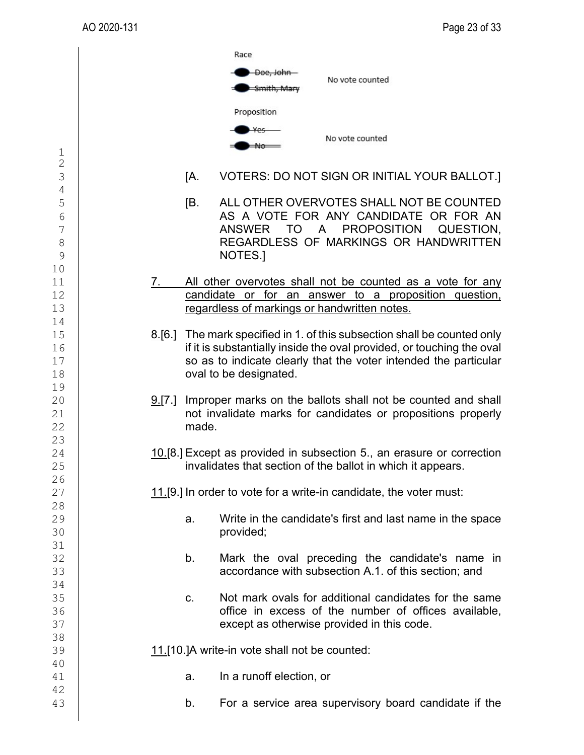Race

~~Doe, John~~
~~Smith, Mary~~ No vote counted

Proposition

~~Yes~~
~~No~~ No vote counted

[A. VOTERS: DO NOT SIGN OR INITIAL YOUR BALLOT.]

[B. ALL OTHER OVERVOTES SHALL NOT BE COUNTED AS A VOTE FOR ANY CANDIDATE OR FOR AN ANSWER TO A PROPOSITION QUESTION, REGARDLESS OF MARKINGS OR HANDWRITTEN NOTES.]

<u>7. All other overvotes shall not be counted as a vote for any candidate or for an answer to a proposition question, regardless of markings or handwritten notes.</u>

<u>8.</u>[6.] The mark specified in 1. of this subsection shall be counted only if it is substantially inside the oval provided, or touching the oval so as to indicate clearly that the voter intended the particular oval to be designated.

<u>9.</u>[7.] Improper marks on the ballots shall not be counted and shall not invalidate marks for candidates or propositions properly made.

<u>10.</u>[8.] Except as provided in subsection 5., an erasure or correction invalidates that section of the ballot in which it appears.

<u>11.</u>[9.] In order to vote for a write-in candidate, the voter must:

a. Write in the candidate's first and last name in the space provided;

b. Mark the oval preceding the candidate's name in accordance with subsection A.1. of this section; and

c. Not mark ovals for additional candidates for the same office in excess of the number of offices available, except as otherwise provided in this code.

<u>11.</u>[10.]A write-in vote shall not be counted:

a. In a runoff election, or

b. For a service area supervisory board candidate if the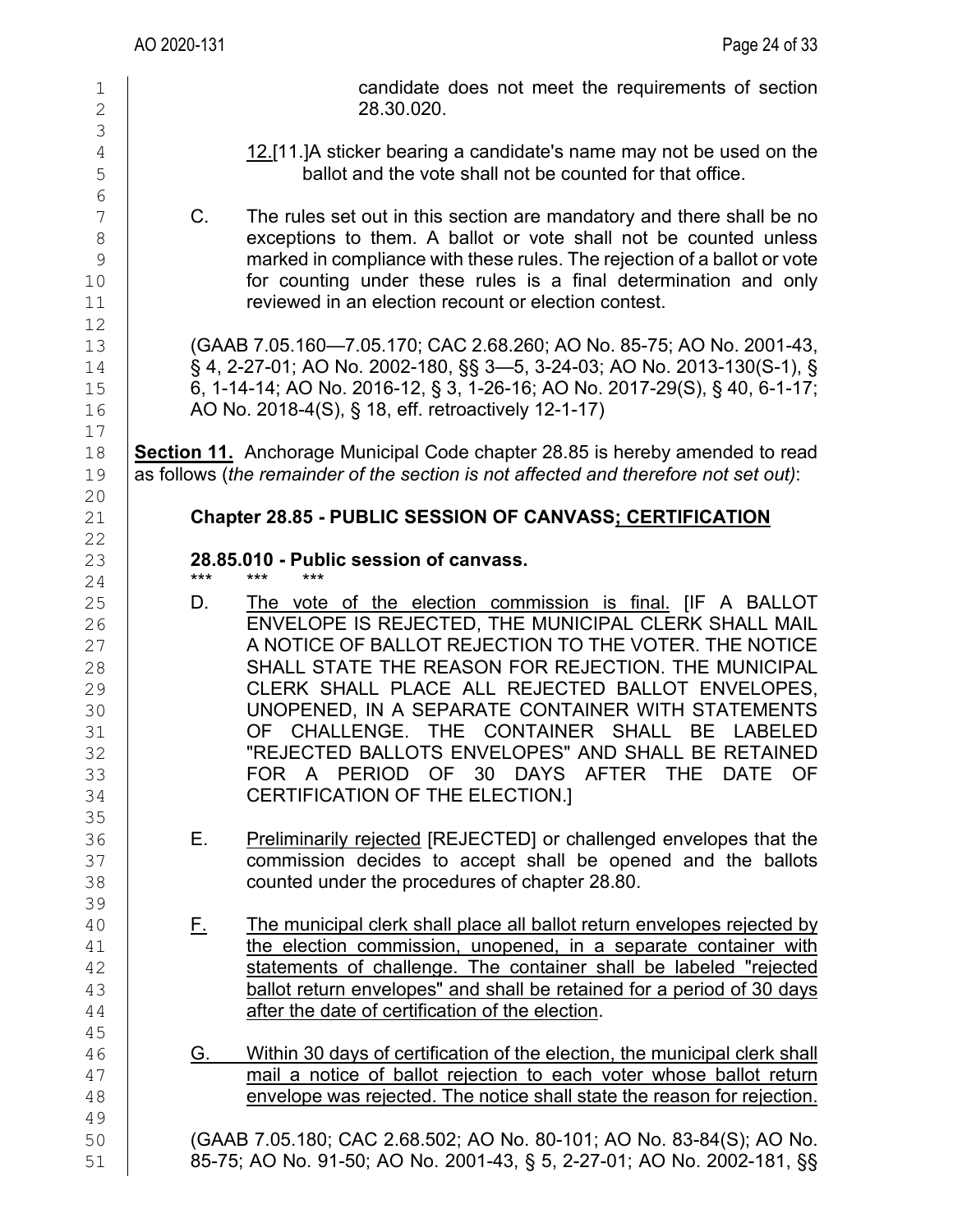candidate does not meet the requirements of section 28.30.020.

12.[11.]A sticker bearing a candidate's name may not be used on the ballot and the vote shall not be counted for that office.

C. The rules set out in this section are mandatory and there shall be no exceptions to them. A ballot or vote shall not be counted unless marked in compliance with these rules. The rejection of a ballot or vote for counting under these rules is a final determination and only reviewed in an election recount or election contest.

(GAAB 7.05.160—7.05.170; CAC 2.68.260; AO No. 85-75; AO No. 2001-43, § 4, 2-27-01; AO No. 2002-180, §§ 3—5, 3-24-03; AO No. 2013-130(S-1), § 6, 1-14-14; AO No. 2016-12, § 3, 1-26-16; AO No. 2017-29(S), § 40, 6-1-17; AO No. 2018-4(S), § 18, eff. retroactively 12-1-17)

**Section 11.** Anchorage Municipal Code chapter 28.85 is hereby amended to read as follows (*the remainder of the section is not affected and therefore not set out)*:

**Chapter 28.85 - PUBLIC SESSION OF CANVASS; CERTIFICATION**

**28.85.010 - Public session of canvass.**

\*\*\* \*\*\* \*\*\*

D. The vote of the election commission is final. [IF A BALLOT ENVELOPE IS REJECTED, THE MUNICIPAL CLERK SHALL MAIL A NOTICE OF BALLOT REJECTION TO THE VOTER. THE NOTICE SHALL STATE THE REASON FOR REJECTION. THE MUNICIPAL CLERK SHALL PLACE ALL REJECTED BALLOT ENVELOPES, UNOPENED, IN A SEPARATE CONTAINER WITH STATEMENTS OF CHALLENGE. THE CONTAINER SHALL BE LABELED "REJECTED BALLOTS ENVELOPES" AND SHALL BE RETAINED FOR A PERIOD OF 30 DAYS AFTER THE DATE OF CERTIFICATION OF THE ELECTION.]

E. Preliminarily rejected [REJECTED] or challenged envelopes that the commission decides to accept shall be opened and the ballots counted under the procedures of chapter 28.80.

F. The municipal clerk shall place all ballot return envelopes rejected by the election commission, unopened, in a separate container with statements of challenge. The container shall be labeled "rejected ballot return envelopes" and shall be retained for a period of 30 days after the date of certification of the election.

G. Within 30 days of certification of the election, the municipal clerk shall mail a notice of ballot rejection to each voter whose ballot return envelope was rejected. The notice shall state the reason for rejection.

(GAAB 7.05.180; CAC 2.68.502; AO No. 80-101; AO No. 83-84(S); AO No. 85-75; AO No. 91-50; AO No. 2001-43, § 5, 2-27-01; AO No. 2002-181, §§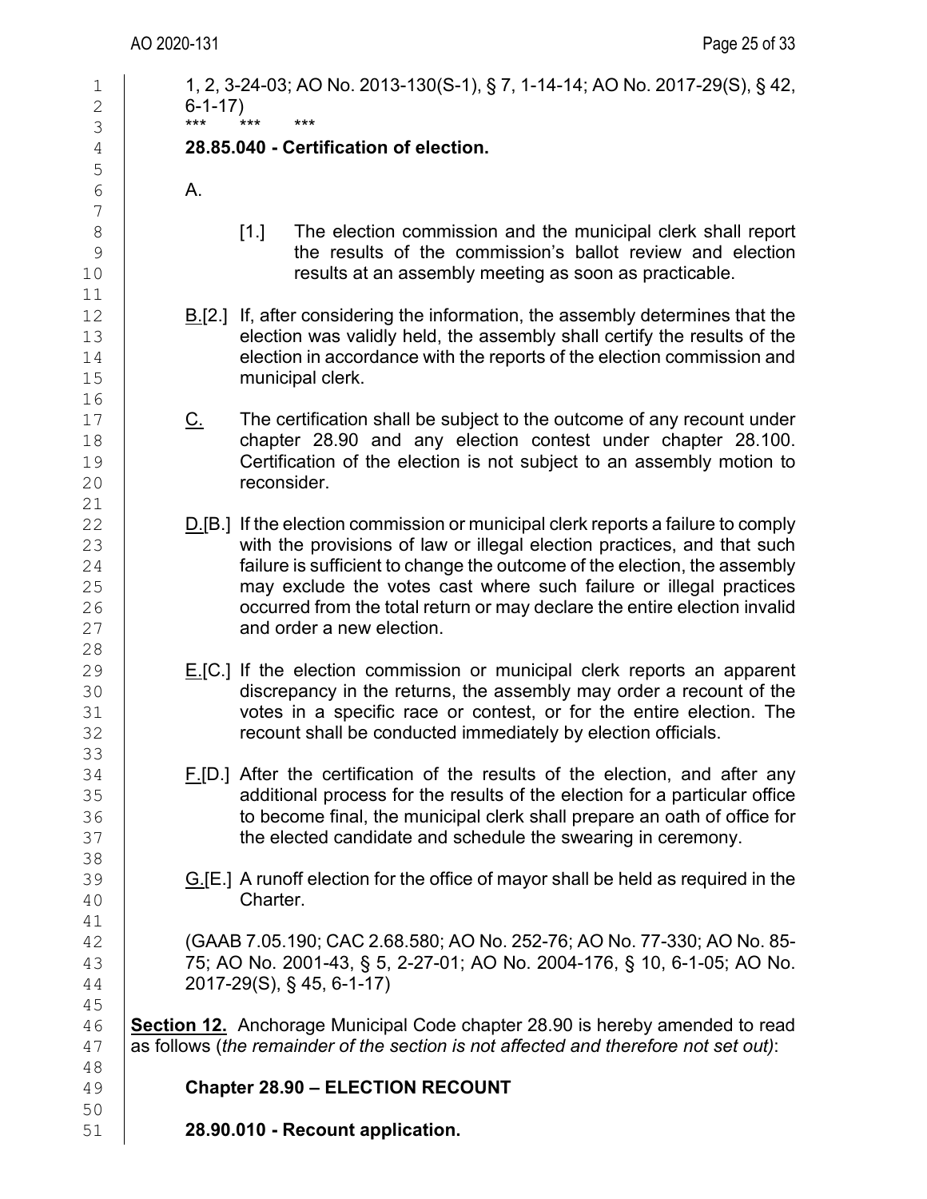1, 2, 3-24-03; AO No. 2013-130(S-1), § 7, 1-14-14; AO No. 2017-29(S), § 42, 6-1-17)

\*\*\* \*\*\* \*\*\*

**28.85.040 - Certification of election.**

A.

[1.] The election commission and the municipal clerk shall report the results of the commission's ballot review and election results at an assembly meeting as soon as practicable.

B.[2.] If, after considering the information, the assembly determines that the election was validly held, the assembly shall certify the results of the election in accordance with the reports of the election commission and municipal clerk.

C. The certification shall be subject to the outcome of any recount under chapter 28.90 and any election contest under chapter 28.100. Certification of the election is not subject to an assembly motion to reconsider.

D.[B.] If the election commission or municipal clerk reports a failure to comply with the provisions of law or illegal election practices, and that such failure is sufficient to change the outcome of the election, the assembly may exclude the votes cast where such failure or illegal practices occurred from the total return or may declare the entire election invalid and order a new election.

E.[C.] If the election commission or municipal clerk reports an apparent discrepancy in the returns, the assembly may order a recount of the votes in a specific race or contest, or for the entire election. The recount shall be conducted immediately by election officials.

F.[D.] After the certification of the results of the election, and after any additional process for the results of the election for a particular office to become final, the municipal clerk shall prepare an oath of office for the elected candidate and schedule the swearing in ceremony.

G.[E.] A runoff election for the office of mayor shall be held as required in the Charter.

(GAAB 7.05.190; CAC 2.68.580; AO No. 252-76; AO No. 77-330; AO No. 85-75; AO No. 2001-43, § 5, 2-27-01; AO No. 2004-176, § 10, 6-1-05; AO No. 2017-29(S), § 45, 6-1-17)

**Section 12.** Anchorage Municipal Code chapter 28.90 is hereby amended to read as follows (*the remainder of the section is not affected and therefore not set out)*:

**Chapter 28.90 – ELECTION RECOUNT**

**28.90.010 - Recount application.**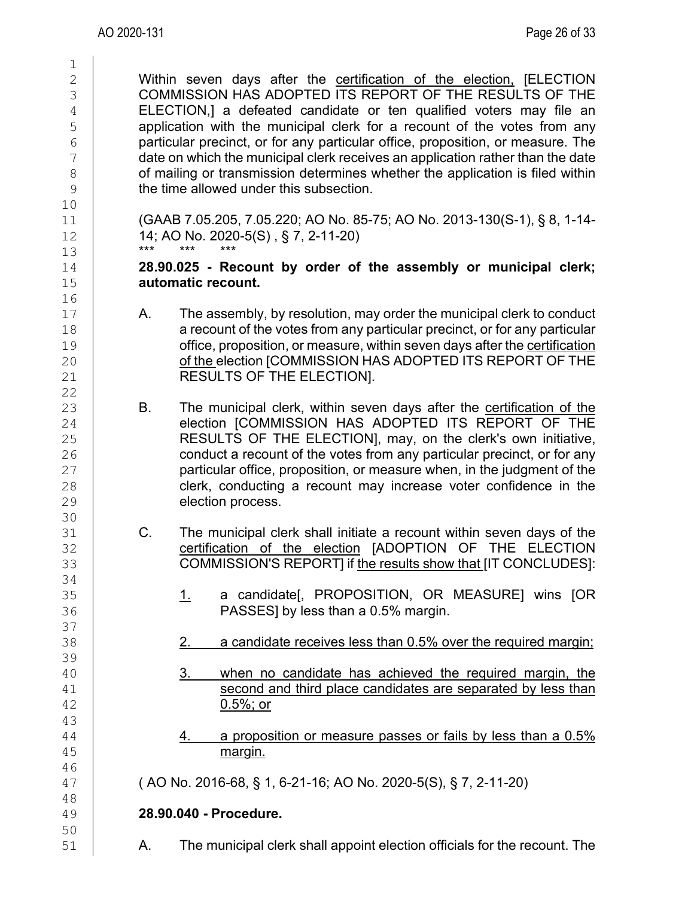Within seven days after the certification of the election, [ELECTION COMMISSION HAS ADOPTED ITS REPORT OF THE RESULTS OF THE ELECTION,] a defeated candidate or ten qualified voters may file an application with the municipal clerk for a recount of the votes from any particular precinct, or for any particular office, proposition, or measure. The date on which the municipal clerk receives an application rather than the date of mailing or transmission determines whether the application is filed within the time allowed under this subsection.

(GAAB 7.05.205, 7.05.220; AO No. 85-75; AO No. 2013-130(S-1), § 8, 1-14-14; AO No. 2020-5(S) , § 7, 2-11-20)

\*\*\* \*\*\* \*\*\*

**28.90.025 - Recount by order of the assembly or municipal clerk; automatic recount.**

A. The assembly, by resolution, may order the municipal clerk to conduct a recount of the votes from any particular precinct, or for any particular office, proposition, or measure, within seven days after the certification of the election [COMMISSION HAS ADOPTED ITS REPORT OF THE RESULTS OF THE ELECTION].

B. The municipal clerk, within seven days after the certification of the election [COMMISSION HAS ADOPTED ITS REPORT OF THE RESULTS OF THE ELECTION], may, on the clerk's own initiative, conduct a recount of the votes from any particular precinct, or for any particular office, proposition, or measure when, in the judgment of the clerk, conducting a recount may increase voter confidence in the election process.

C. The municipal clerk shall initiate a recount within seven days of the certification of the election [ADOPTION OF THE ELECTION COMMISSION'S REPORT] if the results show that [IT CONCLUDES]:

1. a candidate[, PROPOSITION, OR MEASURE] wins [OR PASSES] by less than a 0.5% margin.

2. a candidate receives less than 0.5% over the required margin;

3. when no candidate has achieved the required margin, the second and third place candidates are separated by less than 0.5%; or

4. a proposition or measure passes or fails by less than a 0.5% margin.

( AO No. 2016-68, § 1, 6-21-16; AO No. 2020-5(S), § 7, 2-11-20)

**28.90.040 - Procedure.**

A. The municipal clerk shall appoint election officials for the recount. The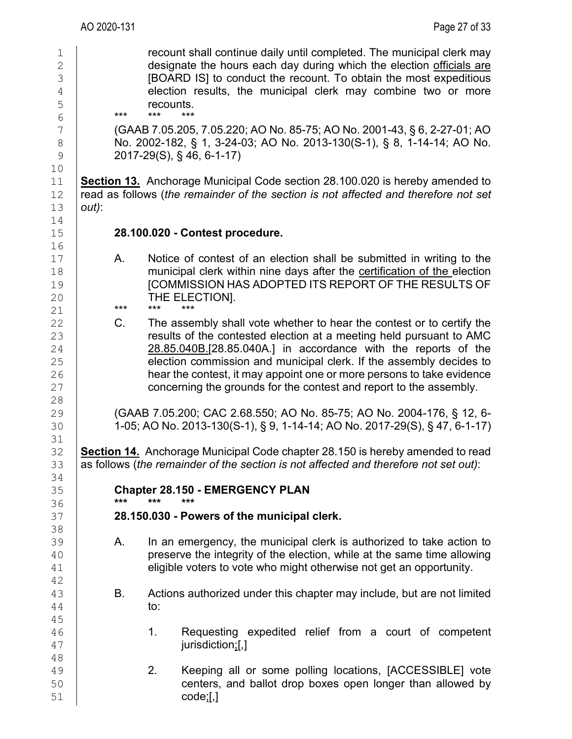recount shall continue daily until completed. The municipal clerk may designate the hours each day during which the election officials are [BOARD IS] to conduct the recount. To obtain the most expeditious election results, the municipal clerk may combine two or more recounts.

\*\*\* \*\*\* \*\*\*

(GAAB 7.05.205, 7.05.220; AO No. 85-75; AO No. 2001-43, § 6, 2-27-01; AO No. 2002-182, § 1, 3-24-03; AO No. 2013-130(S-1), § 8, 1-14-14; AO No. 2017-29(S), § 46, 6-1-17)

**Section 13.** Anchorage Municipal Code section 28.100.020 is hereby amended to read as follows (*the remainder of the section is not affected and therefore not set out)*:

**28.100.020 - Contest procedure.**

A. Notice of contest of an election shall be submitted in writing to the municipal clerk within nine days after the certification of the election [COMMISSION HAS ADOPTED ITS REPORT OF THE RESULTS OF THE ELECTION].

\*\*\* \*\*\* \*\*\*

C. The assembly shall vote whether to hear the contest or to certify the results of the contested election at a meeting held pursuant to AMC 28.85.040B.[28.85.040A.] in accordance with the reports of the election commission and municipal clerk. If the assembly decides to hear the contest, it may appoint one or more persons to take evidence concerning the grounds for the contest and report to the assembly.

(GAAB 7.05.200; CAC 2.68.550; AO No. 85-75; AO No. 2004-176, § 12, 6-1-05; AO No. 2013-130(S-1), § 9, 1-14-14; AO No. 2017-29(S), § 47, 6-1-17)

**Section 14.** Anchorage Municipal Code chapter 28.150 is hereby amended to read as follows (*the remainder of the section is not affected and therefore not set out)*:

**Chapter 28.150 - EMERGENCY PLAN**

**\*\*\* \*\*\* \*\*\***

**28.150.030 - Powers of the municipal clerk.**

A. In an emergency, the municipal clerk is authorized to take action to preserve the integrity of the election, while at the same time allowing eligible voters to vote who might otherwise not get an opportunity.

B. Actions authorized under this chapter may include, but are not limited to:

1. Requesting expedited relief from a court of competent jurisdiction;[,]

2. Keeping all or some polling locations, [ACCESSIBLE] vote centers, and ballot drop boxes open longer than allowed by code;[,]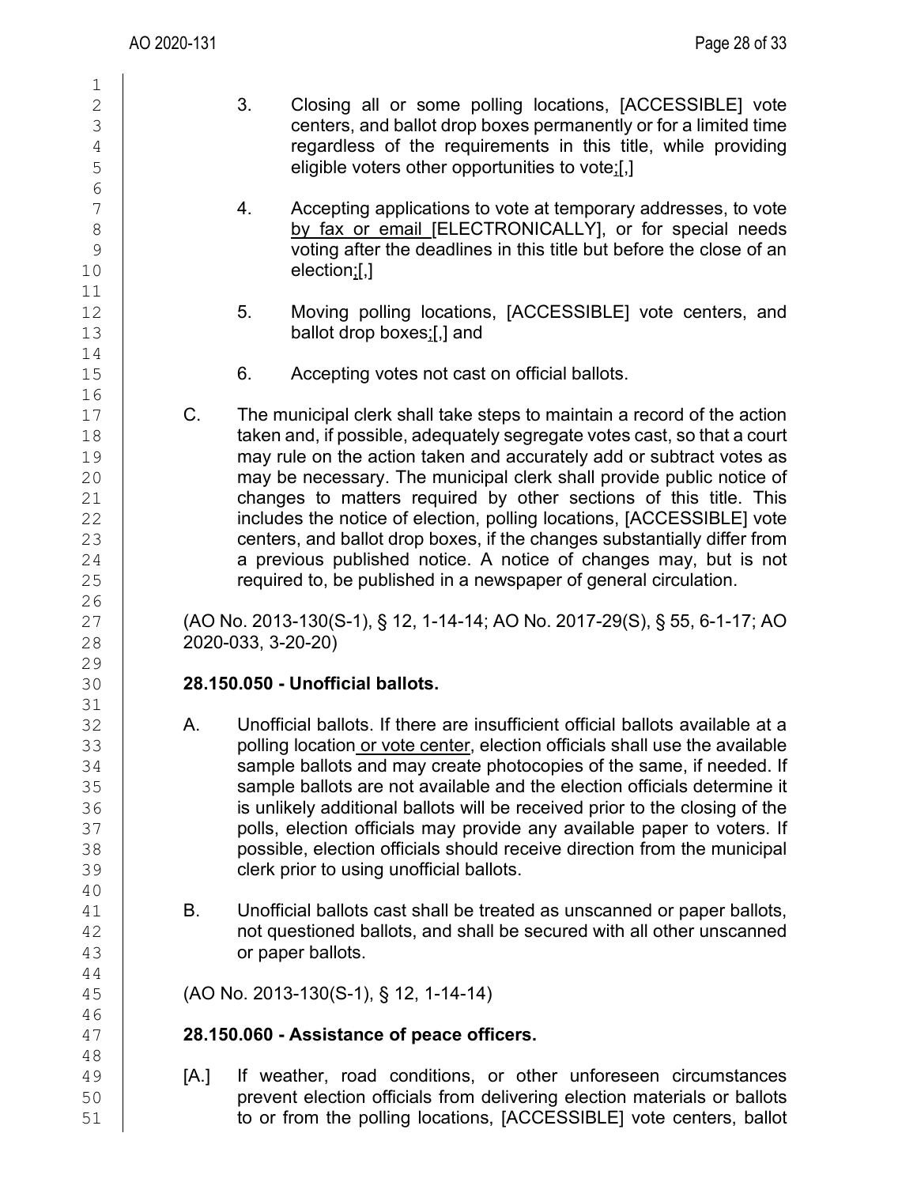3. Closing all or some polling locations, [ACCESSIBLE] vote centers, and ballot drop boxes permanently or for a limited time regardless of the requirements in this title, while providing eligible voters other opportunities to vote;[,]

4. Accepting applications to vote at temporary addresses, to vote by fax or email [ELECTRONICALLY], or for special needs voting after the deadlines in this title but before the close of an election;[,]

5. Moving polling locations, [ACCESSIBLE] vote centers, and ballot drop boxes;[,] and

6. Accepting votes not cast on official ballots.

C. The municipal clerk shall take steps to maintain a record of the action taken and, if possible, adequately segregate votes cast, so that a court may rule on the action taken and accurately add or subtract votes as may be necessary. The municipal clerk shall provide public notice of changes to matters required by other sections of this title. This includes the notice of election, polling locations, [ACCESSIBLE] vote centers, and ballot drop boxes, if the changes substantially differ from a previous published notice. A notice of changes may, but is not required to, be published in a newspaper of general circulation.

(AO No. 2013-130(S-1), § 12, 1-14-14; AO No. 2017-29(S), § 55, 6-1-17; AO 2020-033, 3-20-20)

**28.150.050 - Unofficial ballots.**

A. Unofficial ballots. If there are insufficient official ballots available at a polling location or vote center, election officials shall use the available sample ballots and may create photocopies of the same, if needed. If sample ballots are not available and the election officials determine it is unlikely additional ballots will be received prior to the closing of the polls, election officials may provide any available paper to voters. If possible, election officials should receive direction from the municipal clerk prior to using unofficial ballots.

B. Unofficial ballots cast shall be treated as unscanned or paper ballots, not questioned ballots, and shall be secured with all other unscanned or paper ballots.

(AO No. 2013-130(S-1), § 12, 1-14-14)

**28.150.060 - Assistance of peace officers.**

[A.] If weather, road conditions, or other unforeseen circumstances prevent election officials from delivering election materials or ballots to or from the polling locations, [ACCESSIBLE] vote centers, ballot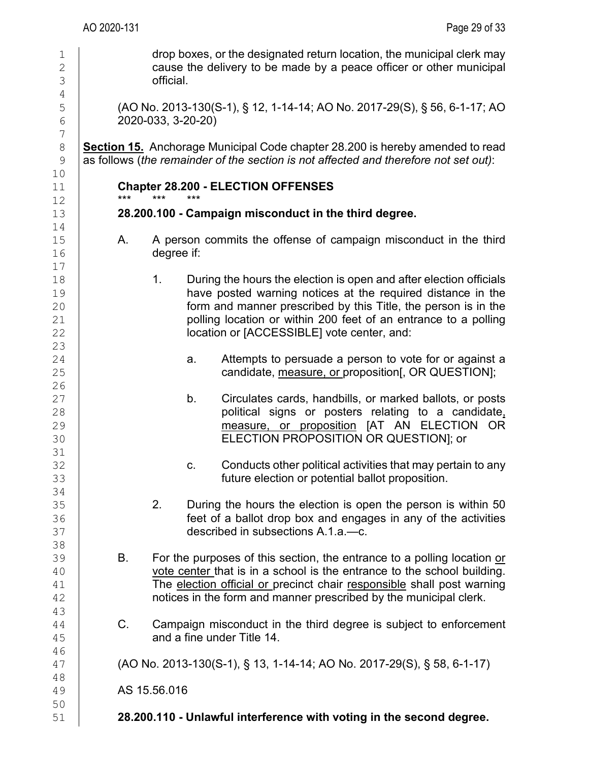drop boxes, or the designated return location, the municipal clerk may cause the delivery to be made by a peace officer or other municipal official.

(AO No. 2013-130(S-1), § 12, 1-14-14; AO No. 2017-29(S), § 56, 6-1-17; AO 2020-033, 3-20-20)

**Section 15.** Anchorage Municipal Code chapter 28.200 is hereby amended to read as follows (*the remainder of the section is not affected and therefore not set out)*:

**Chapter 28.200 - ELECTION OFFENSES**

\*\*\* \*\*\* \*\*\*

**28.200.100 - Campaign misconduct in the third degree.**

A. A person commits the offense of campaign misconduct in the third degree if:

1. During the hours the election is open and after election officials have posted warning notices at the required distance in the form and manner prescribed by this Title, the person is in the polling location or within 200 feet of an entrance to a polling location or [ACCESSIBLE] vote center, and:

   a. Attempts to persuade a person to vote for or against a candidate, <u>measure, or</u> proposition[, OR QUESTION];

   b. Circulates cards, handbills, or marked ballots, or posts political signs or posters relating to a candidate<u>,</u> <u>measure, or proposition</u> [AT AN ELECTION OR ELECTION PROPOSITION OR QUESTION]; or

   c. Conducts other political activities that may pertain to any future election or potential ballot proposition.

2. During the hours the election is open the person is within 50 feet of a ballot drop box and engages in any of the activities described in subsections A.1.a.—c.

B. For the purposes of this section, the entrance to a polling location <u>or vote center</u> that is in a school is the entrance to the school building. The <u>election official or</u> precinct chair <u>responsible</u> shall post warning notices in the form and manner prescribed by the municipal clerk.

C. Campaign misconduct in the third degree is subject to enforcement and a fine under Title 14.

(AO No. 2013-130(S-1), § 13, 1-14-14; AO No. 2017-29(S), § 58, 6-1-17)

AS 15.56.016

**28.200.110 - Unlawful interference with voting in the second degree.**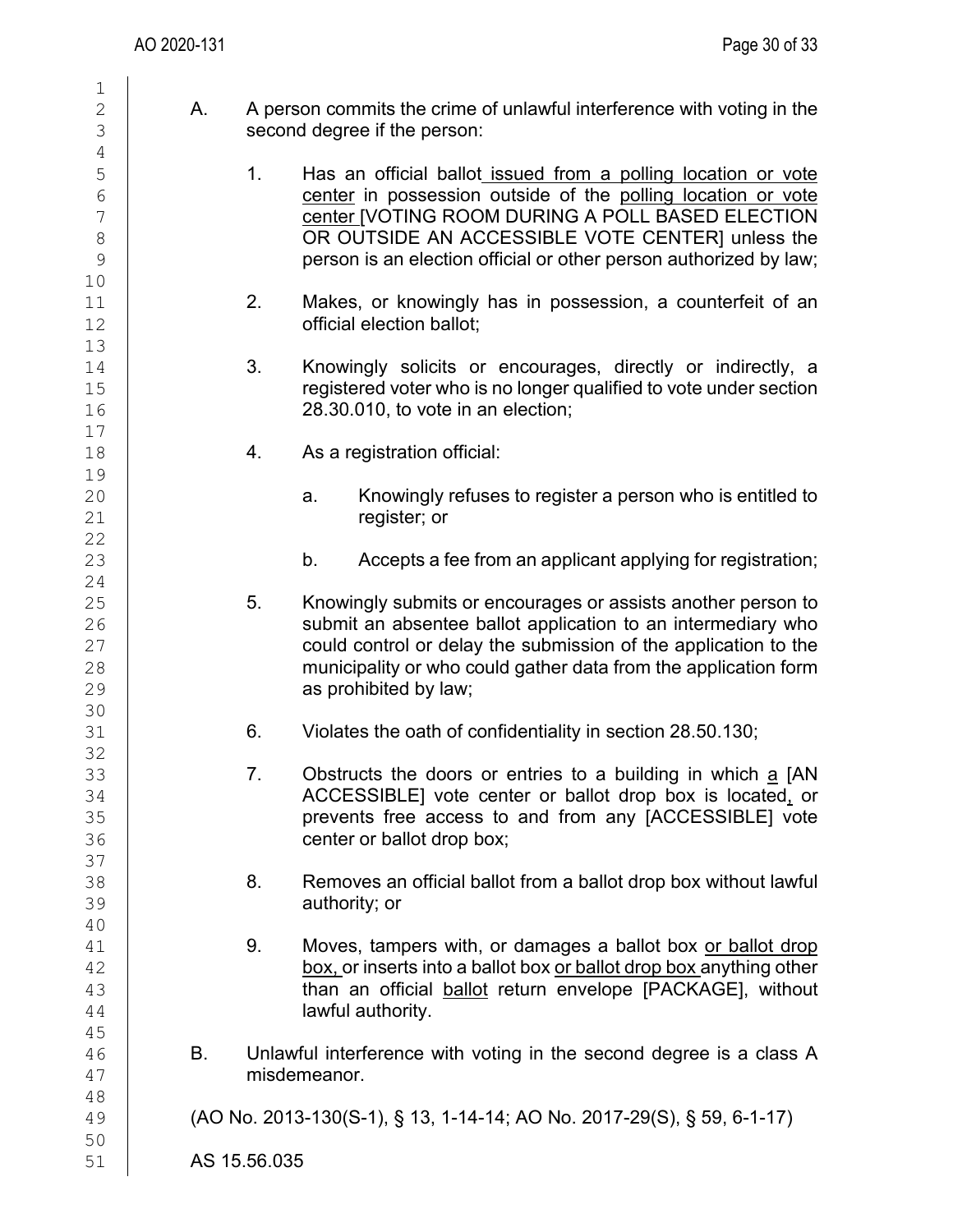A. A person commits the crime of unlawful interference with voting in the second degree if the person:

1. Has an official ballot issued from a polling location or vote center in possession outside of the polling location or vote center [VOTING ROOM DURING A POLL BASED ELECTION OR OUTSIDE AN ACCESSIBLE VOTE CENTER] unless the person is an election official or other person authorized by law;

2. Makes, or knowingly has in possession, a counterfeit of an official election ballot;

3. Knowingly solicits or encourages, directly or indirectly, a registered voter who is no longer qualified to vote under section 28.30.010, to vote in an election;

4. As a registration official:

   a. Knowingly refuses to register a person who is entitled to register; or

   b. Accepts a fee from an applicant applying for registration;

5. Knowingly submits or encourages or assists another person to submit an absentee ballot application to an intermediary who could control or delay the submission of the application to the municipality or who could gather data from the application form as prohibited by law;

6. Violates the oath of confidentiality in section 28.50.130;

7. Obstructs the doors or entries to a building in which a [AN ACCESSIBLE] vote center or ballot drop box is located, or prevents free access to and from any [ACCESSIBLE] vote center or ballot drop box;

8. Removes an official ballot from a ballot drop box without lawful authority; or

9. Moves, tampers with, or damages a ballot box or ballot drop box, or inserts into a ballot box or ballot drop box anything other than an official ballot return envelope [PACKAGE], without lawful authority.

B. Unlawful interference with voting in the second degree is a class A misdemeanor.

(AO No. 2013-130(S-1), § 13, 1-14-14; AO No. 2017-29(S), § 59, 6-1-17)

AS 15.56.035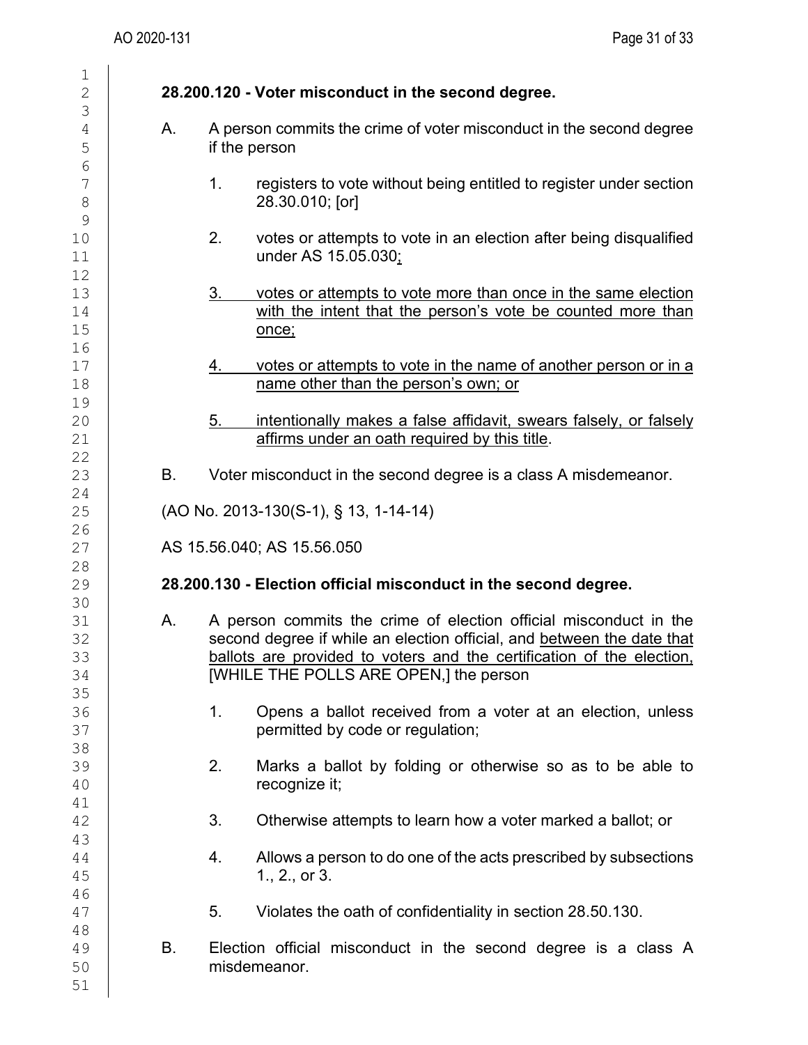**28.200.120 - Voter misconduct in the second degree.**

A. A person commits the crime of voter misconduct in the second degree if the person

1. registers to vote without being entitled to register under section 28.30.010; [or]

2. votes or attempts to vote in an election after being disqualified under AS 15.05.030;

3. votes or attempts to vote more than once in the same election with the intent that the person's vote be counted more than once;

4. votes or attempts to vote in the name of another person or in a name other than the person's own; or

5. intentionally makes a false affidavit, swears falsely, or falsely affirms under an oath required by this title.

B. Voter misconduct in the second degree is a class A misdemeanor.

(AO No. 2013-130(S-1), § 13, 1-14-14)

AS 15.56.040; AS 15.56.050

**28.200.130 - Election official misconduct in the second degree.**

A. A person commits the crime of election official misconduct in the second degree if while an election official, and between the date that ballots are provided to voters and the certification of the election, [WHILE THE POLLS ARE OPEN,] the person

1. Opens a ballot received from a voter at an election, unless permitted by code or regulation;

2. Marks a ballot by folding or otherwise so as to be able to recognize it;

3. Otherwise attempts to learn how a voter marked a ballot; or

4. Allows a person to do one of the acts prescribed by subsections 1., 2., or 3.

5. Violates the oath of confidentiality in section 28.50.130.

B. Election official misconduct in the second degree is a class A misdemeanor.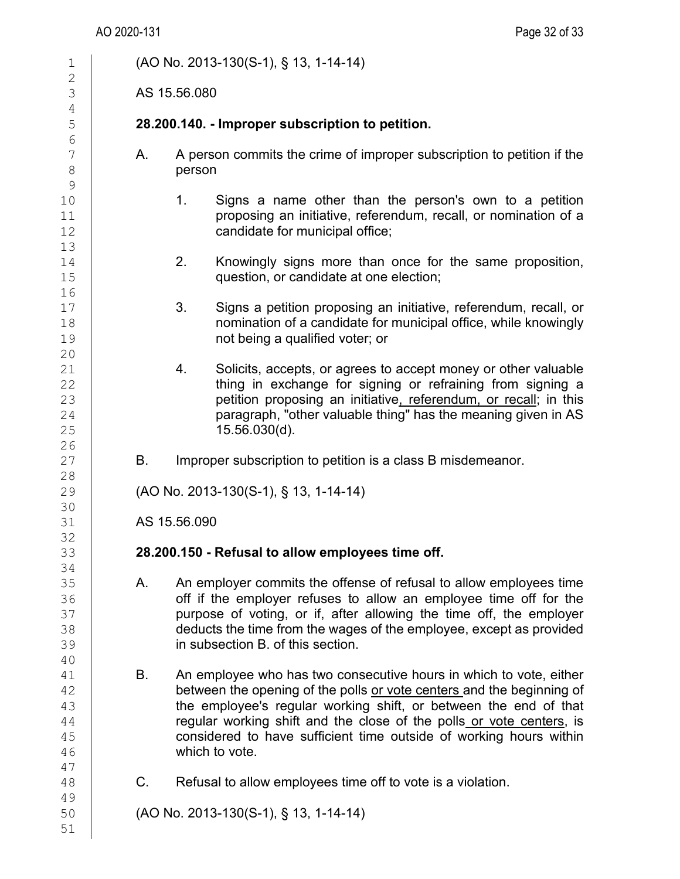(AO No. 2013-130(S-1), § 13, 1-14-14)

AS 15.56.080

**28.200.140. - Improper subscription to petition.**

A. A person commits the crime of improper subscription to petition if the person

1. Signs a name other than the person's own to a petition proposing an initiative, referendum, recall, or nomination of a candidate for municipal office;

2. Knowingly signs more than once for the same proposition, question, or candidate at one election;

3. Signs a petition proposing an initiative, referendum, recall, or nomination of a candidate for municipal office, while knowingly not being a qualified voter; or

4. Solicits, accepts, or agrees to accept money or other valuable thing in exchange for signing or refraining from signing a petition proposing an initiative, referendum, or recall; in this paragraph, "other valuable thing" has the meaning given in AS 15.56.030(d).

B. Improper subscription to petition is a class B misdemeanor.

(AO No. 2013-130(S-1), § 13, 1-14-14)

AS 15.56.090

**28.200.150 - Refusal to allow employees time off.**

A. An employer commits the offense of refusal to allow employees time off if the employer refuses to allow an employee time off for the purpose of voting, or if, after allowing the time off, the employer deducts the time from the wages of the employee, except as provided in subsection B. of this section.

B. An employee who has two consecutive hours in which to vote, either between the opening of the polls or vote centers and the beginning of the employee's regular working shift, or between the end of that regular working shift and the close of the polls or vote centers, is considered to have sufficient time outside of working hours within which to vote.

C. Refusal to allow employees time off to vote is a violation.

(AO No. 2013-130(S-1), § 13, 1-14-14)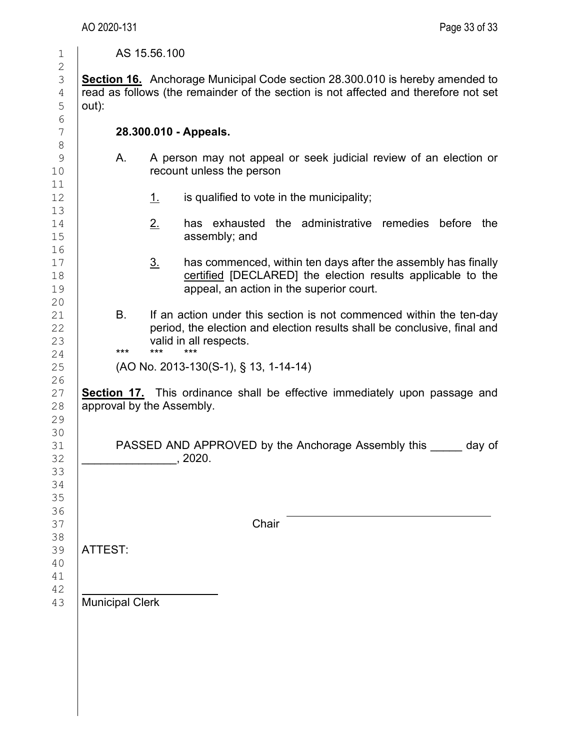AS 15.56.100

**Section 16.** Anchorage Municipal Code section 28.300.010 is hereby amended to read as follows (the remainder of the section is not affected and therefore not set out):

**28.300.010 - Appeals.**

A. A person may not appeal or seek judicial review of an election or recount unless the person

1. is qualified to vote in the municipality;

2. has exhausted the administrative remedies before the assembly; and

3. has commenced, within ten days after the assembly has finally certified [DECLARED] the election results applicable to the appeal, an action in the superior court.

B. If an action under this section is not commenced within the ten-day period, the election and election results shall be conclusive, final and valid in all respects.

\*\*\* \*\*\* \*\*\*

(AO No. 2013-130(S-1), § 13, 1-14-14)

**Section 17.** This ordinance shall be effective immediately upon passage and approval by the Assembly.

PASSED AND APPROVED by the Anchorage Assembly this _____ day of _______________, 2020.

___________________________________
Chair

ATTEST:

_______________________
Municipal Clerk